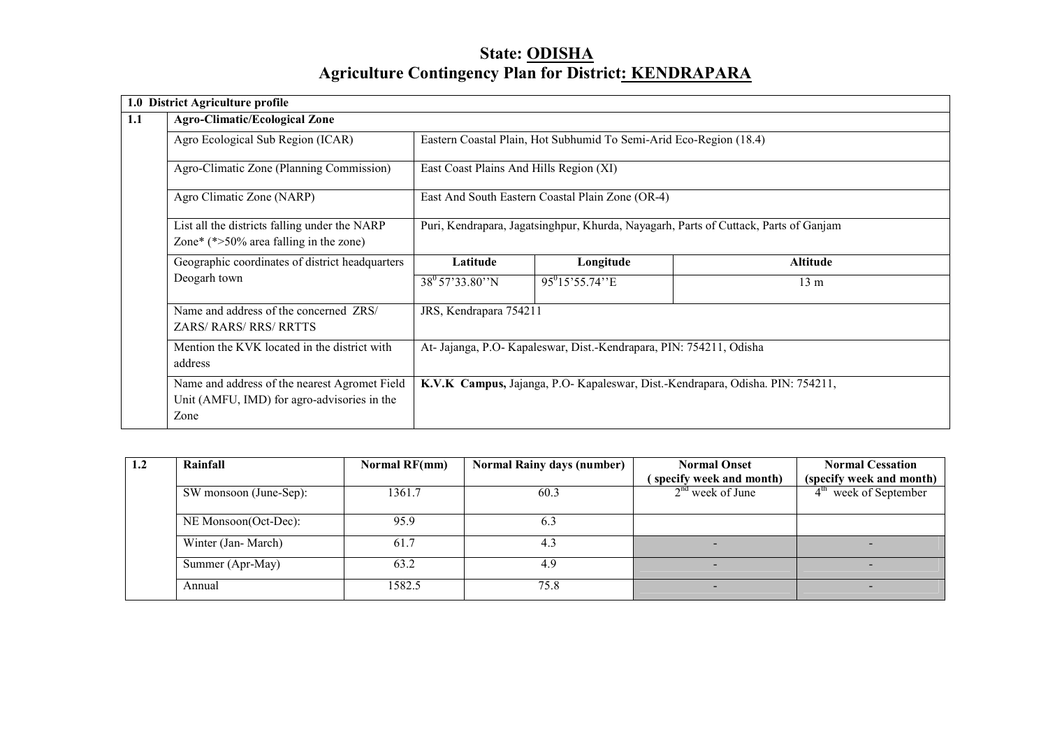# State: ODISHA

# Agriculture Contingency Plan for District: KENDRAPARA

| 1.0 District Agriculture profile | | | | |
|---|---|---|---|---|
| **1.1** | **Agro-Climatic/Ecological Zone** | | | |
| | Agro Ecological Sub Region (ICAR) | Eastern Coastal Plain, Hot Subhumid To Semi-Arid Eco-Region (18.4) | | |
| | Agro-Climatic Zone (Planning Commission) | East Coast Plains And Hills Region (XI) | | |
| | Agro Climatic Zone (NARP) | East And South Eastern Coastal Plain Zone (OR-4) | | |
| | List all the districts falling under the NARP Zone* (*>50% area falling in the zone) | Puri, Kendrapara, Jagatsinghpur, Khurda, Nayagarh, Parts of Cuttack, Parts of Ganjam | | |
| | Geographic coordinates of district headquarters Deogarh town | **Latitude** | **Longitude** | **Altitude** |
| | | $38^0$ 57'33.80''N | $95^0$15'55.74''E | 13 m |
| | Name and address of the concerned ZRS/ ZARS/ RARS/ RRS/ RRTTS | JRS, Kendrapara 754211 | | |
| | Mention the KVK located in the district with address | At- Jajanga, P.O- Kapaleswar, Dist.-Kendrapara, PIN: 754211, Odisha | | |
| | Name and address of the nearest Agromet Field Unit (AMFU, IMD) for agro-advisories in the Zone | **K.V.K Campus,** Jajanga, P.O- Kapaleswar, Dist.-Kendrapara, Odisha. PIN: 754211, | | |

| 1.2 | Rainfall | Normal RF(mm) | Normal Rainy days (number) | Normal Onset (specify week and month) | Normal Cessation (specify week and month) |
|---|---|---|---|---|---|
| | SW monsoon (June-Sep): | 1361.7 | 60.3 | 2nd week of June | 4th week of September |
| | NE Monsoon(Oct-Dec): | 95.9 | 6.3 | | |
| | Winter (Jan- March) | 61.7 | 4.3 | - | - |
| | Summer (Apr-May) | 63.2 | 4.9 | - | - |
| | Annual | 1582.5 | 75.8 | - | - |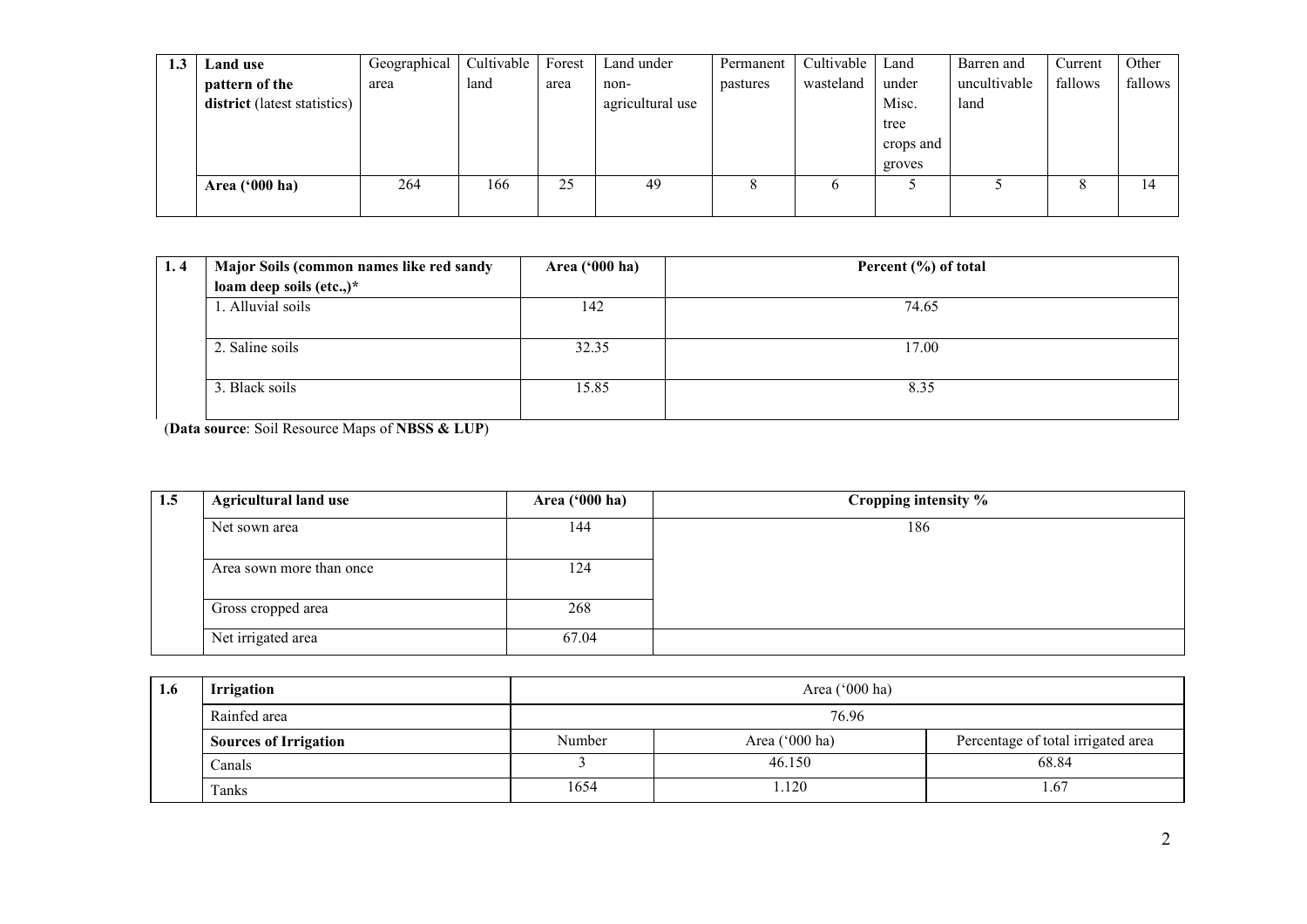| 1.3 | **Land use pattern of the district** (latest statistics) | Geographical area | Cultivable land | Forest area | Land under non-agricultural use | Permanent pastures | Cultivable wasteland | Land under Misc. tree crops and groves | Barren and uncultivable land | Current fallows | Other fallows |
|---|---|---|---|---|---|---|---|---|---|---|---|
| | **Area ('000 ha)** | 264 | 166 | 25 | 49 | 8 | 6 | 5 | 5 | 8 | 14 |

| 1. 4 | **Major Soils (common names like red sandy loam deep soils (etc.,)*** | **Area ('000 ha)** | **Percent (%) of total** |
|---|---|---|---|
| | 1. Alluvial soils | 142 | 74.65 |
| | 2. Saline soils | 32.35 | 17.00 |
| | 3. Black soils | 15.85 | 8.35 |

(**Data source**: Soil Resource Maps of **NBSS & LUP**)

| 1.5 | **Agricultural land use** | **Area ('000 ha)** | **Cropping intensity %** |
|---|---|---|---|
| | Net sown area | 144 | 186 |
| | Area sown more than once | 124 | |
| | Gross cropped area | 268 | |
| | Net irrigated area | 67.04 | |

| 1.6 | **Irrigation** | Area ('000 ha) | | |
|---|---|---|---|---|
| | Rainfed area | 76.96 | | |
| | **Sources of Irrigation** | Number | Area ('000 ha) | Percentage of total irrigated area |
| | Canals | 3 | 46.150 | 68.84 |
| | Tanks | 1654 | 1.120 | 1.67 |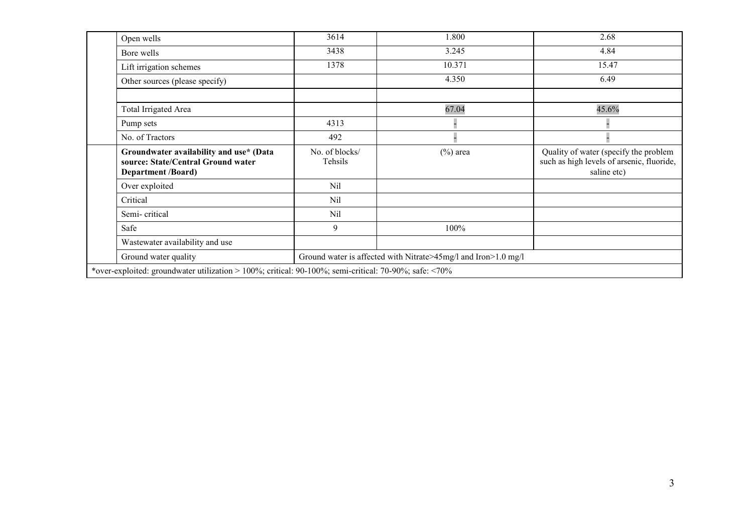| | | | | |
|---|---|---|---|---|
| | Open wells | 3614 | 1.800 | 2.68 |
| | Bore wells | 3438 | 3.245 | 4.84 |
| | Lift irrigation schemes | 1378 | 10.371 | 15.47 |
| | Other sources (please specify) | | 4.350 | 6.49 |
| | | | | |
| | Total Irrigated Area | | 67.04 | 45.6% |
| | Pump sets | 4313 | - | - |
| | No. of Tractors | 492 | - | - |
| | **Groundwater availability and use* (Data source: State/Central Ground water Department /Board)** | No. of blocks/ Tehsils | (%) area | Quality of water (specify the problem such as high levels of arsenic, fluoride, saline etc) |
| | Over exploited | Nil | | |
| | Critical | Nil | | |
| | Semi- critical | Nil | | |
| | Safe | 9 | 100% | |
| | Wastewater availability and use | | | |
| | Ground water quality | Ground water is affected with Nitrate>45mg/l and Iron>1.0 mg/l | | |
| *over-exploited: groundwater utilization > 100%; critical: 90-100%; semi-critical: 70-90%; safe: <70% | | | | |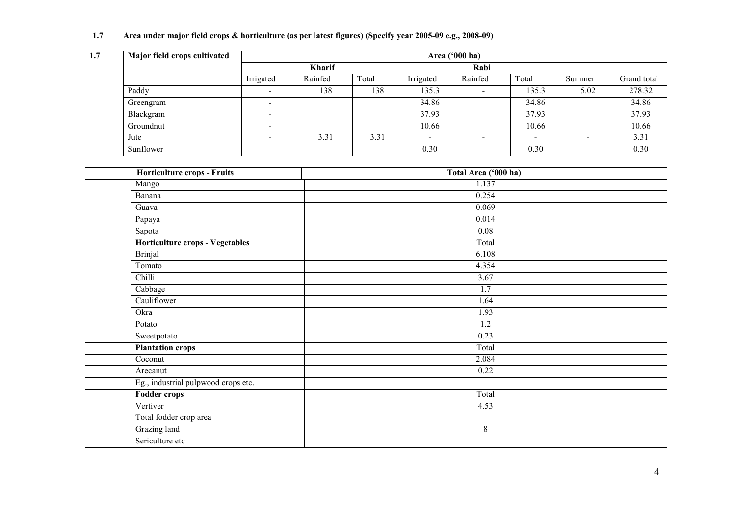**1.7 Area under major field crops & horticulture (as per latest figures) (Specify year 2005-09 e.g., 2008-09)**

| 1.7 | Major field crops cultivated | Area ('000 ha) | | | | | | | |
|---|---|---|---|---|---|---|---|---|---|
| | | Kharif | | | Rabi | | | | |
| | | Irrigated | Rainfed | Total | Irrigated | Rainfed | Total | Summer | Grand total |
| | Paddy | - | 138 | 138 | 135.3 | - | 135.3 | 5.02 | 278.32 |
| | Greengram | - | | | 34.86 | | 34.86 | | 34.86 |
| | Blackgram | - | | | 37.93 | | 37.93 | | 37.93 |
| | Groundnut | - | | | 10.66 | | 10.66 | | 10.66 |
| | Jute | - | 3.31 | 3.31 | - | - | - | - | 3.31 |
| | Sunflower | | | | 0.30 | | 0.30 | | 0.30 |

| | Horticulture crops - Fruits | Total Area ('000 ha) |
|---|---|---|
| | Mango | 1.137 |
| | Banana | 0.254 |
| | Guava | 0.069 |
| | Papaya | 0.014 |
| | Sapota | 0.08 |
| | **Horticulture crops - Vegetables** | Total |
| | Brinjal | 6.108 |
| | Tomato | 4.354 |
| | Chilli | 3.67 |
| | Cabbage | 1.7 |
| | Cauliflower | 1.64 |
| | Okra | 1.93 |
| | Potato | 1.2 |
| | Sweetpotato | 0.23 |
| | **Plantation crops** | Total |
| | Coconut | 2.084 |
| | Arecanut | 0.22 |
| | Eg., industrial pulpwood crops etc. | |
| | **Fodder crops** | Total |
| | Vertiver | 4.53 |
| | Total fodder crop area | |
| | Grazing land | 8 |
| | Sericulture etc | |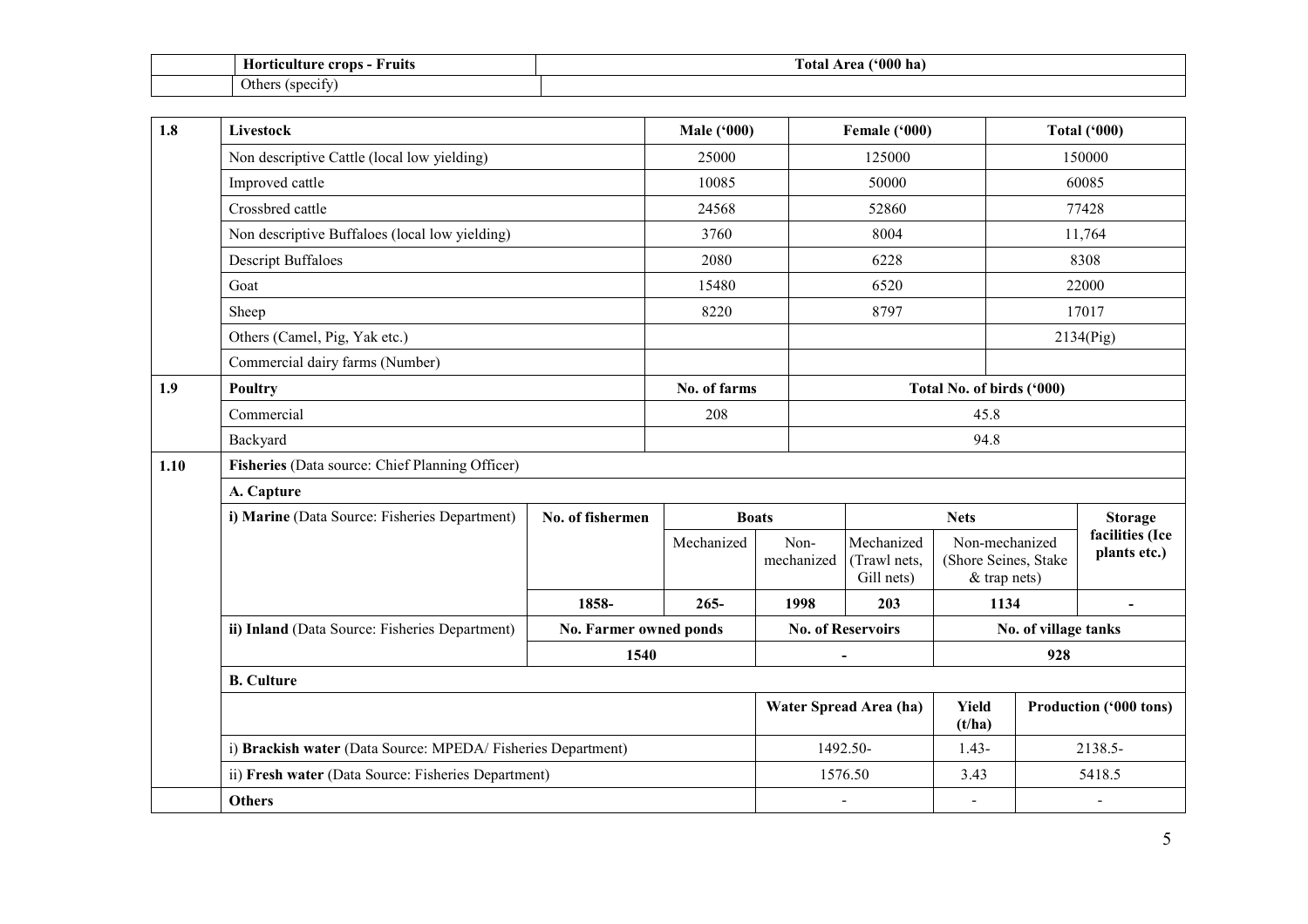| | Horticulture crops - Fruits | Total Area ('000 ha) |
|---|---|---|
| | Others (specify) | |

| 1.8 | Livestock | Male ('000) | Female ('000) | Total ('000) |
|---|---|---|---|---|
| | Non descriptive Cattle (local low yielding) | 25000 | 125000 | 150000 |
| | Improved cattle | 10085 | 50000 | 60085 |
| | Crossbred cattle | 24568 | 52860 | 77428 |
| | Non descriptive Buffaloes (local low yielding) | 3760 | 8004 | 11,764 |
| | Descript Buffaloes | 2080 | 6228 | 8308 |
| | Goat | 15480 | 6520 | 22000 |
| | Sheep | 8220 | 8797 | 17017 |
| | Others (Camel, Pig, Yak etc.) | | | 2134(Pig) |
| | Commercial dairy farms (Number) | | | |
| **1.9** | **Poultry** | **No. of farms** | **Total No. of birds ('000)** | |
| | Commercial | 208 | 45.8 | |
| | Backyard | | 94.8 | |

| 1.10 | Fisheries (Data source: Chief Planning Officer) | | | | | | |
|---|---|---|---|---|---|---|---|
| | **A. Capture** | | | | | | |
| | **i) Marine** (Data Source: Fisheries Department) | **No. of fishermen** | **Boats** | | **Nets** | | **Storage facilities (Ice plants etc.)** |
| | | | Mechanized | Non-mechanized | Mechanized (Trawl nets, Gill nets) | Non-mechanized (Shore Seines, Stake & trap nets) | |
| | | **1858-** | **265-** | **1998** | **203** | **1134** | **-** |
| | **ii) Inland** (Data Source: Fisheries Department) | **No. Farmer owned ponds** | | **No. of Reservoirs** | | **No. of village tanks** | |
| | | **1540** | | **-** | | **928** | |
| | **B. Culture** | | | | | | |
| | | | | **Water Spread Area (ha)** | | **Yield (t/ha)** | **Production ('000 tons)** |
| | i) **Brackish water** (Data Source: MPEDA/ Fisheries Department) | | | 1492.50- | | 1.43- | 2138.5- |
| | ii) **Fresh water** (Data Source: Fisheries Department) | | | 1576.50 | | 3.43 | 5418.5 |
| | **Others** | | | - | | - | - |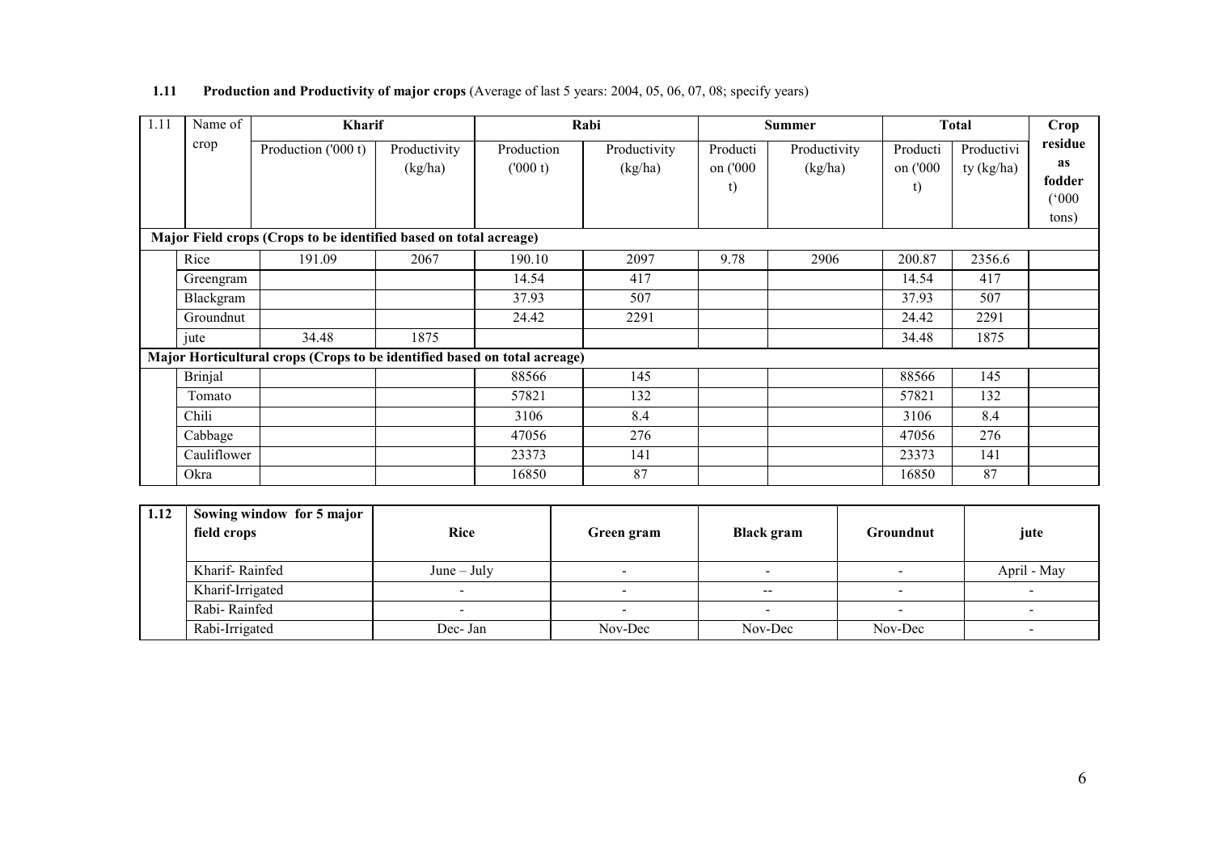**1.11 Production and Productivity of major crops** (Average of last 5 years: 2004, 05, 06, 07, 08; specify years)

| 1.11 | Name of crop | Kharif | | Rabi | | Summer | | Total | | Crop residue as fodder ('000 tons) |
|---|---|---|---|---|---|---|---|---|---|---|
| | | Production ('000 t) | Productivity (kg/ha) | Production ('000 t) | Productivity (kg/ha) | Production ('000 t) | Productivity (kg/ha) | Production ('000 t) | Productivity (kg/ha) | |
| **Major Field crops (Crops to be identified based on total acreage)** | | | | | | | | | | |
| | Rice | 191.09 | 2067 | 190.10 | 2097 | 9.78 | 2906 | 200.87 | 2356.6 | |
| | Greengram | | | 14.54 | 417 | | | 14.54 | 417 | |
| | Blackgram | | | 37.93 | 507 | | | 37.93 | 507 | |
| | Groundnut | | | 24.42 | 2291 | | | 24.42 | 2291 | |
| | jute | 34.48 | 1875 | | | | | 34.48 | 1875 | |
| **Major Horticultural crops (Crops to be identified based on total acreage)** | | | | | | | | | | |
| | Brinjal | | | 88566 | 145 | | | 88566 | 145 | |
| | Tomato | | | 57821 | 132 | | | 57821 | 132 | |
| | Chili | | | 3106 | 8.4 | | | 3106 | 8.4 | |
| | Cabbage | | | 47056 | 276 | | | 47056 | 276 | |
| | Cauliflower | | | 23373 | 141 | | | 23373 | 141 | |
| | Okra | | | 16850 | 87 | | | 16850 | 87 | |

| 1.12 | Sowing window for 5 major field crops | Rice | Green gram | Black gram | Groundnut | jute |
|---|---|---|---|---|---|---|
| | Kharif- Rainfed | June – July | - | - | - | April - May |
| | Kharif-Irrigated | - | - | -- | - | - |
| | Rabi- Rainfed | - | - | - | - | - |
| | Rabi-Irrigated | Dec- Jan | Nov-Dec | Nov-Dec | Nov-Dec | - |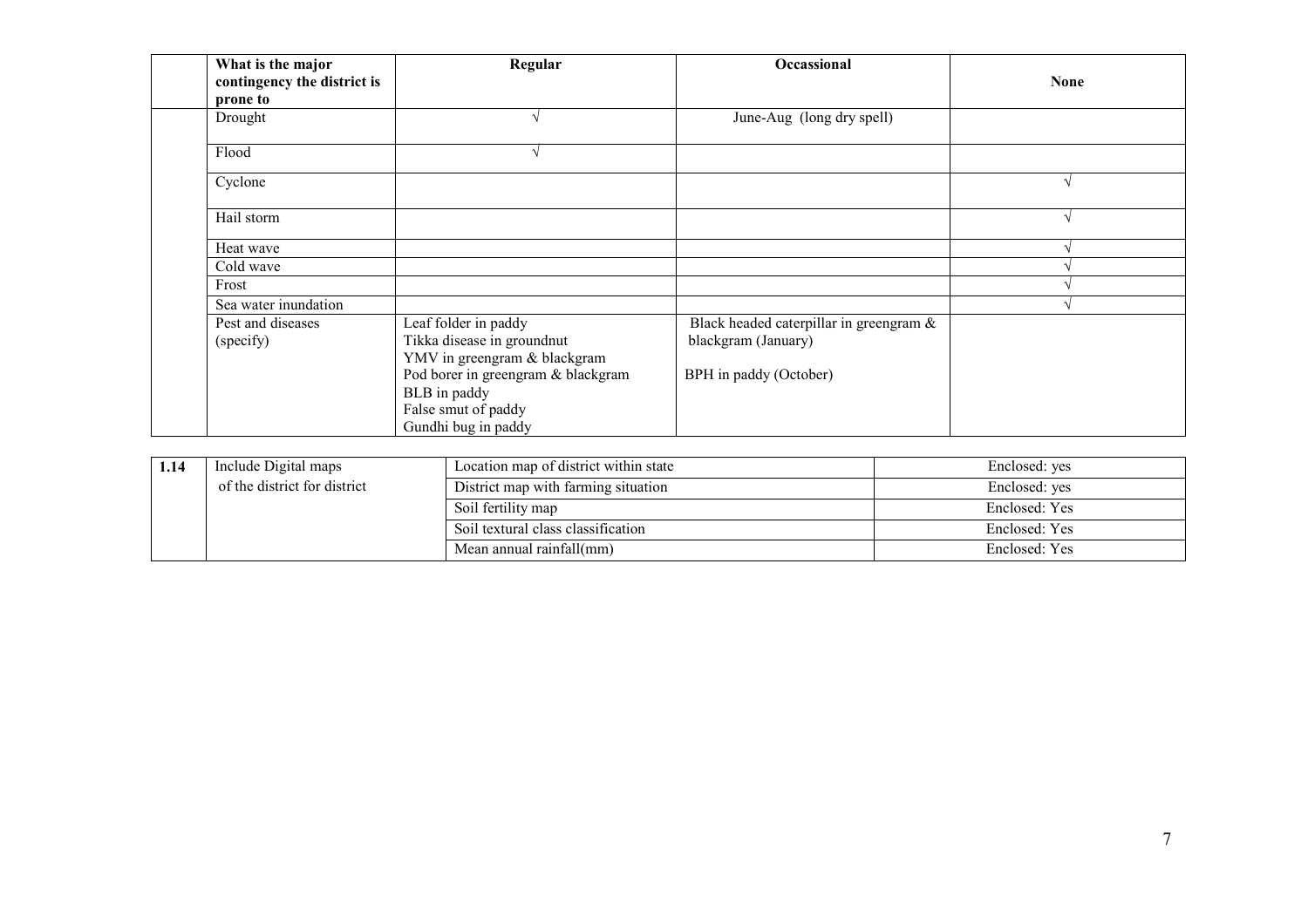| | What is the major contingency the district is prone to | Regular | Occassional | None |
|---|---|---|---|---|
| | Drought | √ | June-Aug (long dry spell) | |
| | Flood | √ | | |
| | Cyclone | | | √ |
| | Hail storm | | | √ |
| | Heat wave | | | √ |
| | Cold wave | | | √ |
| | Frost | | | √ |
| | Sea water inundation | | | √ |
| | Pest and diseases (specify) | Leaf folder in paddy<br>Tikka disease in groundnut<br>YMV in greengram & blackgram<br>Pod borer in greengram & blackgram<br>BLB in paddy<br>False smut of paddy<br>Gundhi bug in paddy | Black headed caterpillar in greengram & blackgram (January)<br><br>BPH in paddy (October) | |

| 1.14 | Include Digital maps of the district for district | Location map of district within state | Enclosed: yes |
|---|---|---|---|
| | | District map with farming situation | Enclosed: yes |
| | | Soil fertility map | Enclosed: Yes |
| | | Soil textural class classification | Enclosed: Yes |
| | | Mean annual rainfall(mm) | Enclosed: Yes |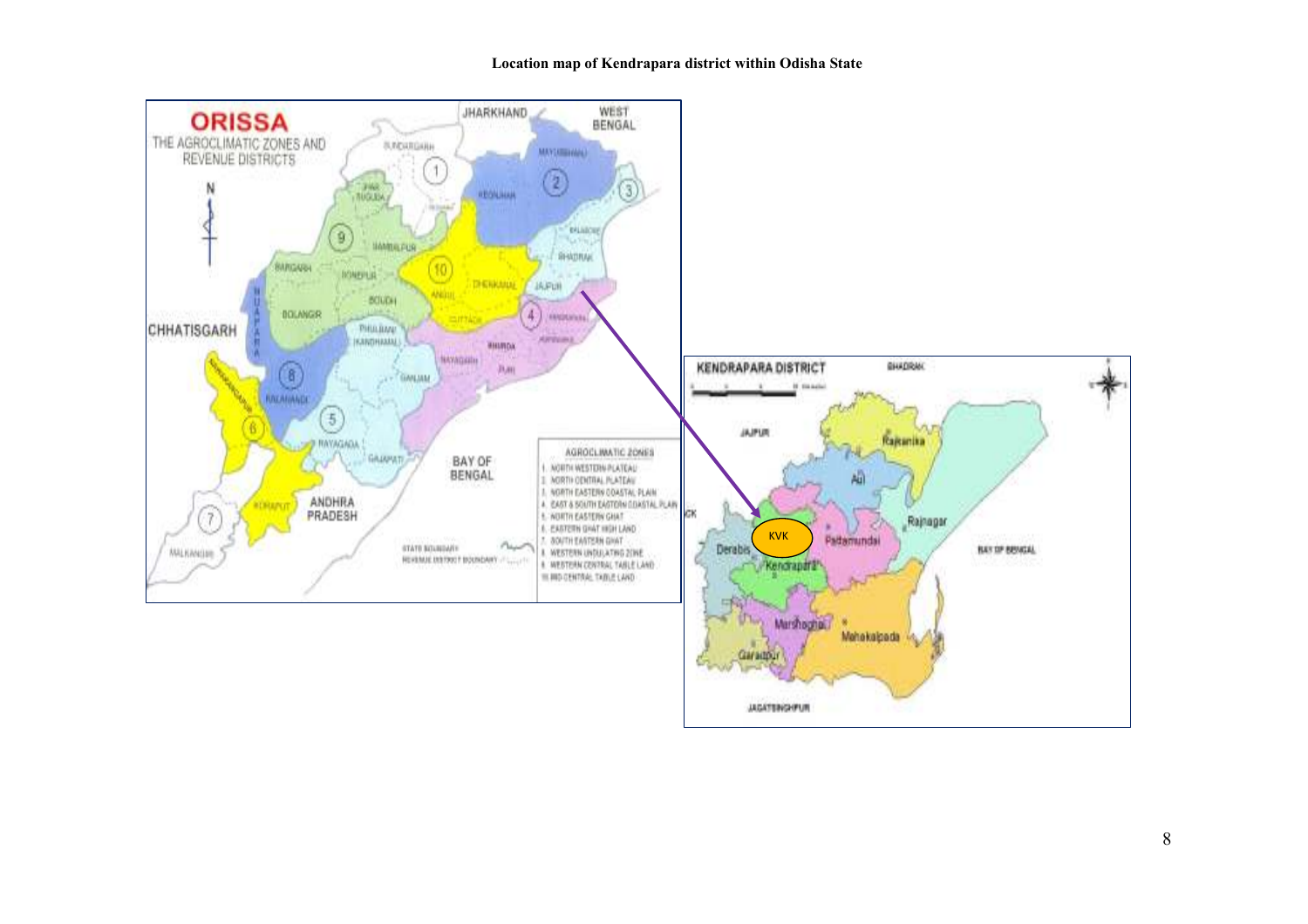**Location map of Kendrapara district within Odisha State**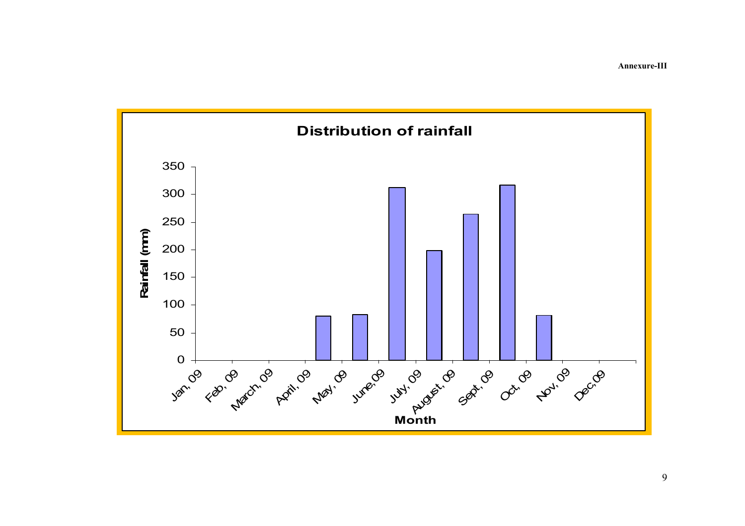Annexure-III

**Distribution of rainfall**

Rainfall (mm)

350
300
250
200
150
100
50
0

Jan, 09 Feb, 09 March, 09 April, 09 May, 09 June, 09 July, 09 August, 09 Sept, 09 Oct, 09 Nov, 09 Dec, 09

**Month**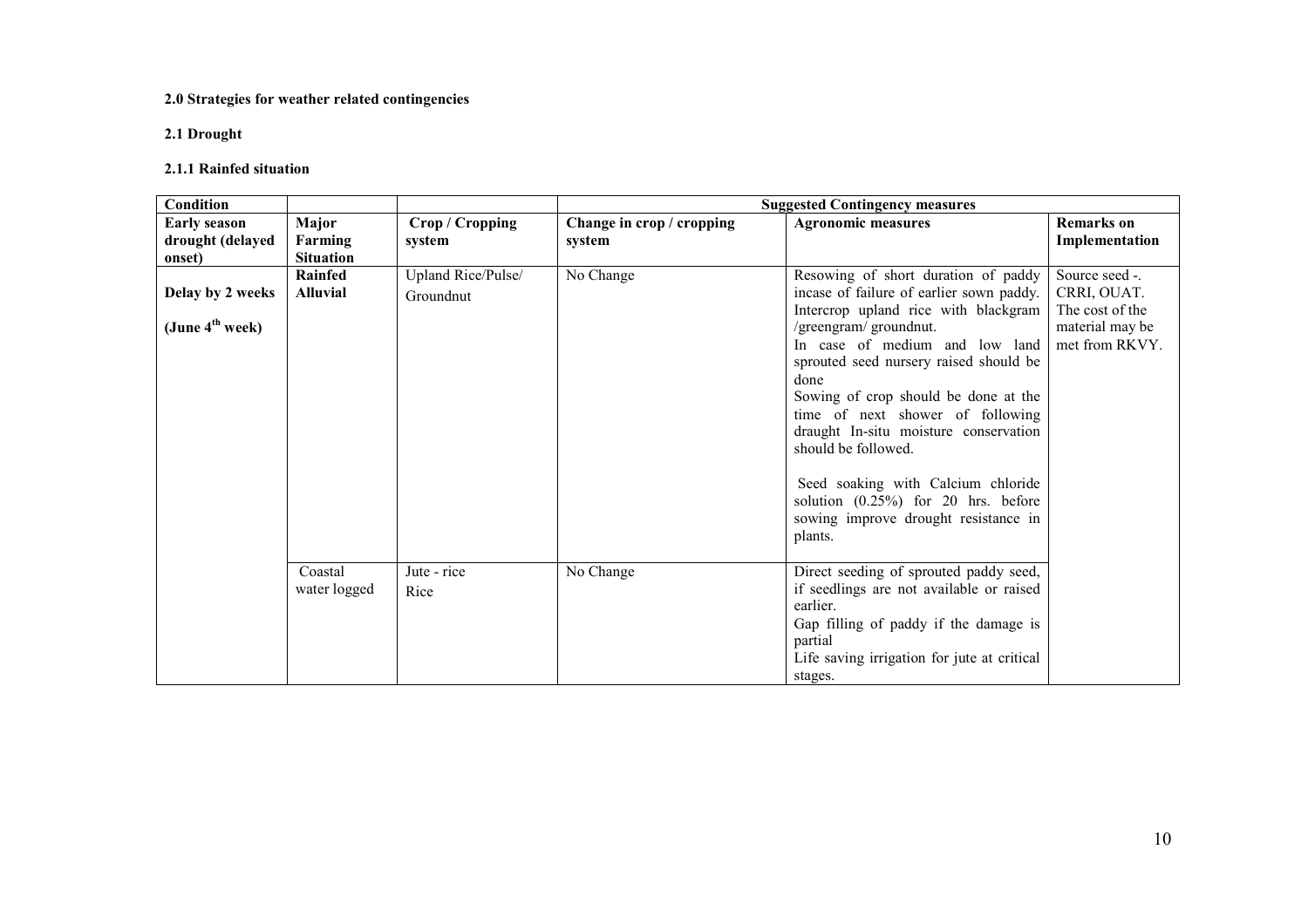**2.0 Strategies for weather related contingencies**

**2.1 Drought**

**2.1.1 Rainfed situation**

| Condition | | | Suggested Contingency measures | | |
|---|---|---|---|---|---|
| **Early season drought (delayed onset)** | **Major Farming Situation** | **Crop / Cropping system** | **Change in crop / cropping system** | **Agronomic measures** | **Remarks on Implementation** |
| **Delay by 2 weeks (June 4$^{th}$ week)** | **Rainfed Alluvial** | Upland Rice/Pulse/ Groundnut | No Change | Resowing of short duration of paddy incase of failure of earlier sown paddy. Intercrop upland rice with blackgram /greengram/ groundnut. In case of medium and low land sprouted seed nursery raised should be done Sowing of crop should be done at the time of next shower of following draught In-situ moisture conservation should be followed. Seed soaking with Calcium chloride solution (0.25%) for 20 hrs. before sowing improve drought resistance in plants. | Source seed -. CRRI, OUAT. The cost of the material may be met from RKVY. |
| | Coastal water logged | Jute - rice Rice | No Change | Direct seeding of sprouted paddy seed, if seedlings are not available or raised earlier. Gap filling of paddy if the damage is partial Life saving irrigation for jute at critical stages. | |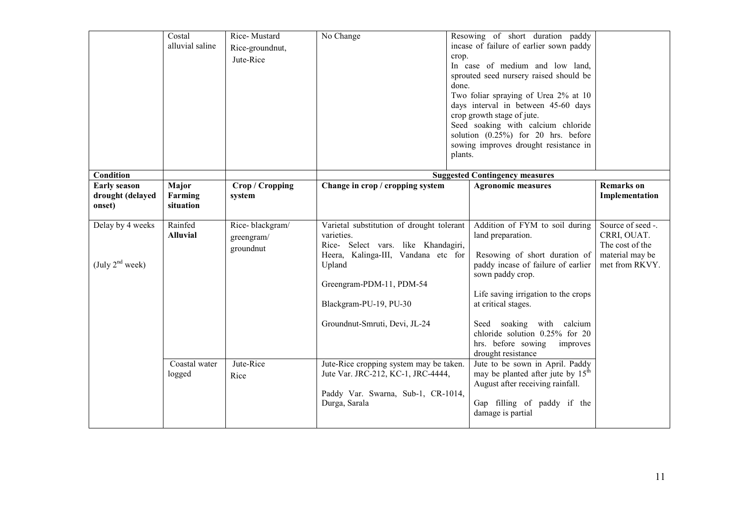|  | Costal alluvial saline | Rice- Mustard<br>Rice-groundnut,<br>Jute-Rice | No Change | Resowing of short duration paddy incase of failure of earlier sown paddy crop.<br>In case of medium and low land, sprouted seed nursery raised should be done.<br>Two foliar spraying of Urea 2% at 10 days interval in between 45-60 days crop growth stage of jute.<br>Seed soaking with calcium chloride solution (0.25%) for 20 hrs. before sowing improves drought resistance in plants. |  |
|---|---|---|---|---|---|
| **Condition** |  |  | **Suggested Contingency measures** |  |  |
| **Early season drought (delayed onset)** | **Major Farming situation** | **Crop / Cropping system** | **Change in crop / cropping system** | **Agronomic measures** | **Remarks on Implementation** |
| Delay by 4 weeks<br><br>(July 2[nd] week) | Rainfed **Alluvial** | Rice- blackgram/ greengram/ groundnut | Varietal substitution of drought tolerant varieties.<br>Rice- Select vars. like Khandagiri, Heera, Kalinga-III, Vandana etc for Upland<br><br>Greengram-PDM-11, PDM-54<br><br>Blackgram-PU-19, PU-30<br><br>Groundnut-Smruti, Devi, JL-24 | Addition of FYM to soil during land preparation.<br><br>Resowing of short duration of paddy incase of failure of earlier sown paddy crop.<br><br>Life saving irrigation to the crops at critical stages.<br><br>Seed soaking with calcium chloride solution 0.25% for 20 hrs. before sowing improves drought resistance | Source of seed -. CRRI, OUAT. The cost of the material may be met from RKVY. |
|  | Coastal water logged | Jute-Rice<br>Rice | Jute-Rice cropping system may be taken. Jute Var. JRC-212, KC-1, JRC-4444,<br><br>Paddy Var. Swarna, Sub-1, CR-1014, Durga, Sarala | Jute to be sown in April. Paddy may be planted after jute by 15[th] August after receiving rainfall.<br><br>Gap filling of paddy if the damage is partial |  |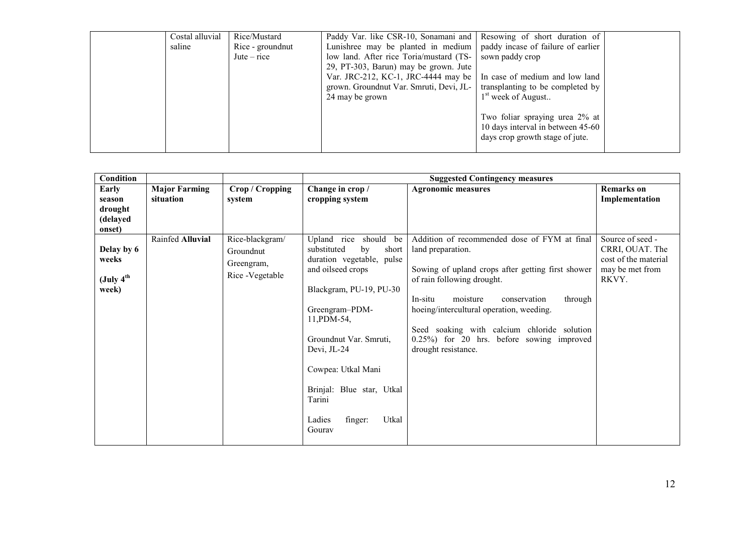|  | Costal alluvial saline | Rice/Mustard<br>Rice - groundnut<br>Jute – rice | Paddy Var. like CSR-10, Sonamani and Lunishree may be planted in medium low land. After rice Toria/mustard (TS-29, PT-303, Barun) may be grown. Jute Var. JRC-212, KC-1, JRC-4444 may be grown. Groundnut Var. Smruti, Devi, JL-24 may be grown | Resowing of short duration of paddy incase of failure of earlier sown paddy crop<br><br>In case of medium and low land transplanting to be completed by 1st week of August..<br><br>Two foliar spraying urea 2% at 10 days interval in between 45-60 days crop growth stage of jute. |  |
|---|---|---|---|---|---|

| Condition | | | Suggested Contingency measures | | |
|---|---|---|---|---|---|
| **Early season drought (delayed onset)** | **Major Farming situation** | **Crop / Cropping system** | **Change in crop / cropping system** | **Agronomic measures** | **Remarks on Implementation** |
| **Delay by 6 weeks**<br><br>**(July 4th week)** | Rainfed **Alluvial** | Rice-blackgram/ Groundnut<br>Greengram,<br>Rice -Vegetable | Upland rice should be substituted by short duration vegetable, pulse and oilseed crops<br><br>Blackgram, PU-19, PU-30<br><br>Greengram–PDM-11,PDM-54,<br><br>Groundnut Var. Smruti, Devi, JL-24<br><br>Cowpea: Utkal Mani<br><br>Brinjal: Blue star, Utkal Tarini<br><br>Ladies finger: Utkal Gourav | Addition of recommended dose of FYM at final land preparation.<br><br>Sowing of upland crops after getting first shower of rain following drought.<br><br>In-situ moisture conservation through hoeing/intercultural operation, weeding.<br><br>Seed soaking with calcium chloride solution 0.25%) for 20 hrs. before sowing improved drought resistance. | Source of seed - CRRI, OUAT. The cost of the material may be met from RKVY. |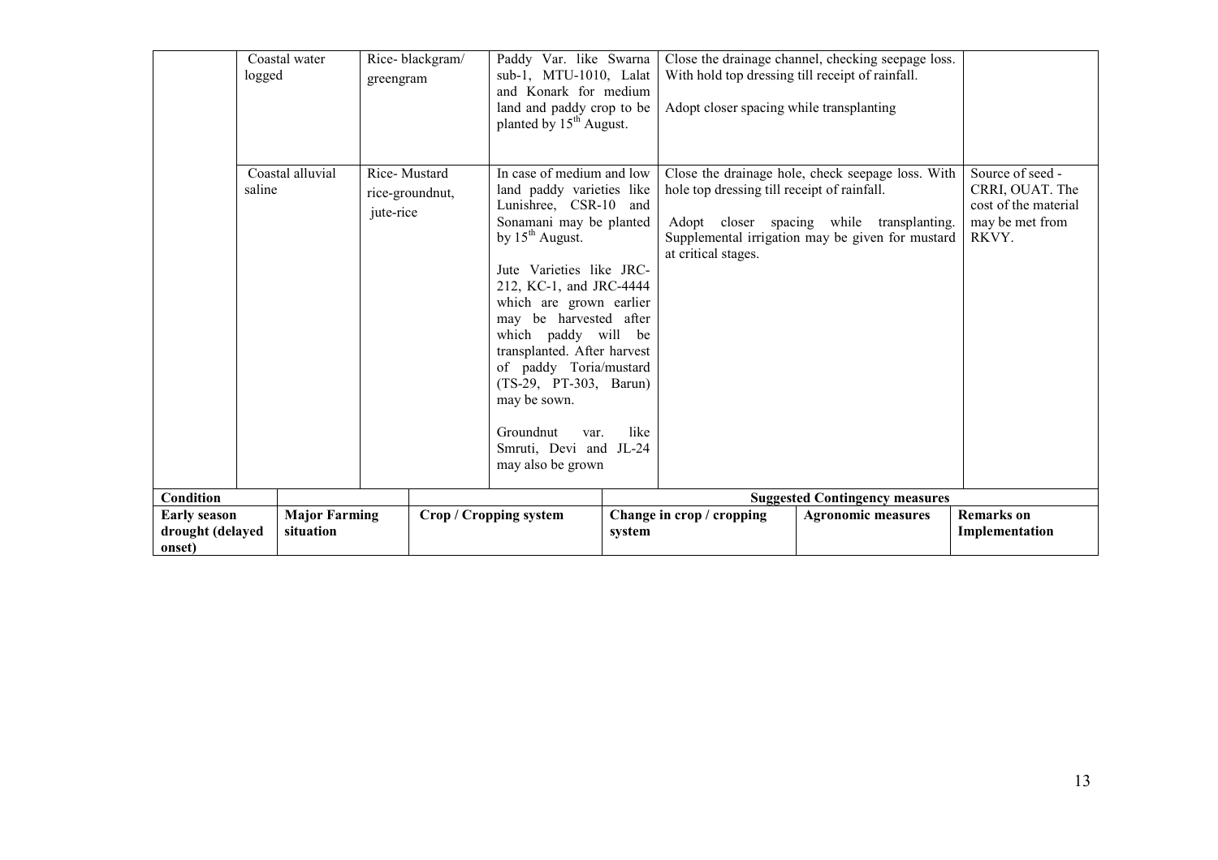| | Coastal water logged | Rice- blackgram/ greengram | Paddy Var. like Swarna sub-1, MTU-1010, Lalat and Konark for medium land and paddy crop to be planted by 15th August. | Close the drainage channel, checking seepage loss. With hold top dressing till receipt of rainfall.<br><br>Adopt closer spacing while transplanting | |
|---|---|---|---|---|---|
| | Coastal alluvial saline | Rice- Mustard rice-groundnut, jute-rice | In case of medium and low land paddy varieties like Lunishree, CSR-10 and Sonamani may be planted by 15th August.<br><br>Jute Varieties like JRC-212, KC-1, and JRC-4444 which are grown earlier may be harvested after which paddy will be transplanted. After harvest of paddy Toria/mustard (TS-29, PT-303, Barun) may be sown.<br><br>Groundnut var. like Smruti, Devi and JL-24 may also be grown | Close the drainage hole, check seepage loss. With hole top dressing till receipt of rainfall.<br><br>Adopt closer spacing while transplanting. Supplemental irrigation may be given for mustard at critical stages. | Source of seed - CRRI, OUAT. The cost of the material may be met from RKVY. |

| Condition | | | Suggested Contingency measures | | |
|---|---|---|---|---|---|
| Early season drought (delayed onset) | Major Farming situation | Crop / Cropping system | Change in crop / cropping system | Agronomic measures | Remarks on Implementation |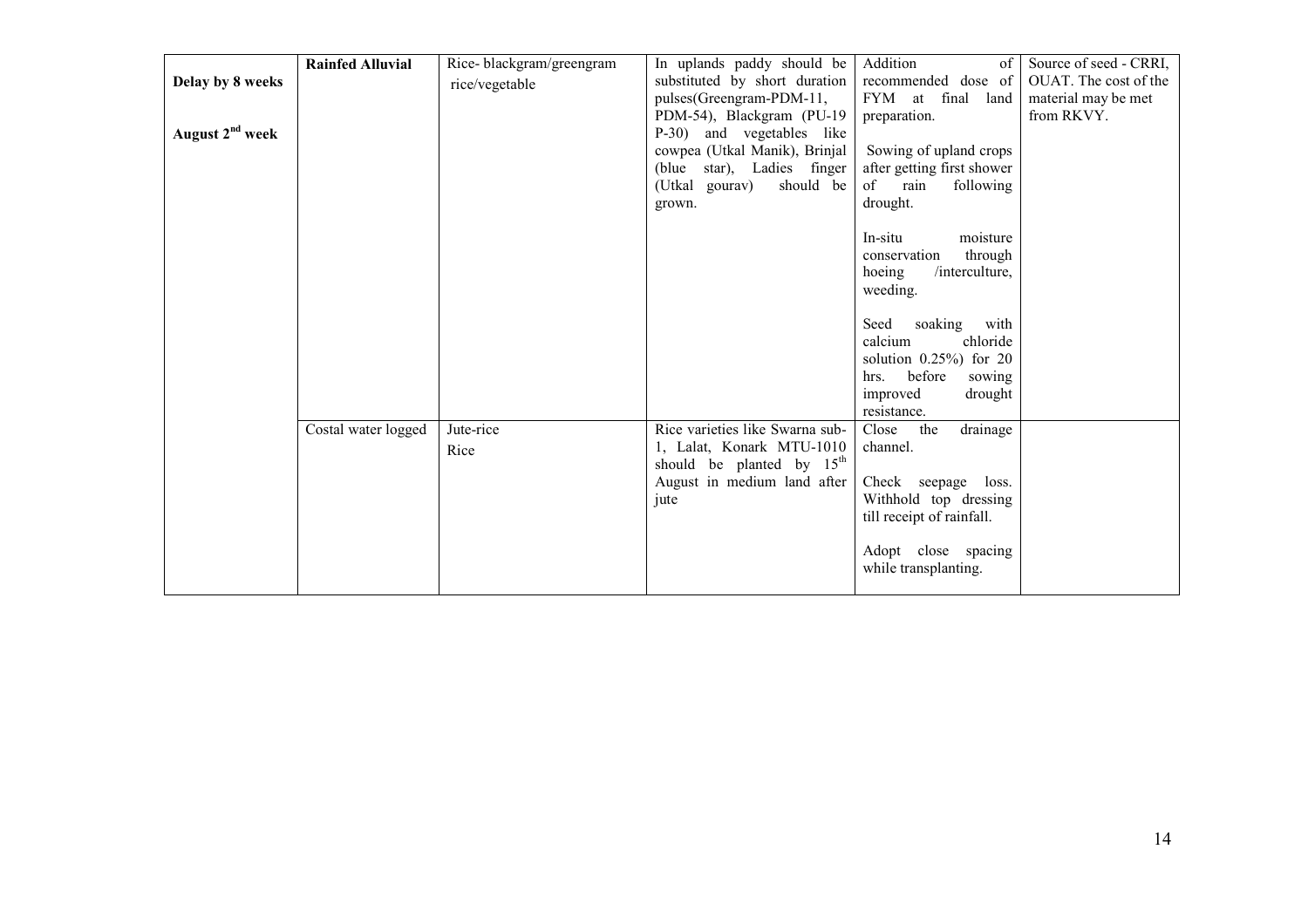| | | | | | |
|---|---|---|---|---|---|
| **Delay by 8 weeks**<br><br>**August 2nd week** | **Rainfed Alluvial** | Rice- blackgram/greengram rice/vegetable | In uplands paddy should be substituted by short duration pulses(Greengram-PDM-11, PDM-54), Blackgram (PU-19 P-30) and vegetables like cowpea (Utkal Manik), Brinjal (blue star), Ladies finger (Utkal gourav) should be grown. | Addition of recommended dose of FYM at final land preparation.<br><br>Sowing of upland crops after getting first shower of rain following drought.<br><br>In-situ moisture conservation through hoeing /interculture, weeding.<br><br>Seed soaking with calcium chloride solution 0.25%) for 20 hrs. before sowing improved drought resistance. | Source of seed - CRRI, OUAT. The cost of the material may be met from RKVY. |
| | Costal water logged | Jute-rice<br>Rice | Rice varieties like Swarna sub-1, Lalat, Konark MTU-1010 should be planted by 15th August in medium land after jute | Close the drainage channel.<br><br>Check seepage loss. Withhold top dressing till receipt of rainfall.<br><br>Adopt close spacing while transplanting. | |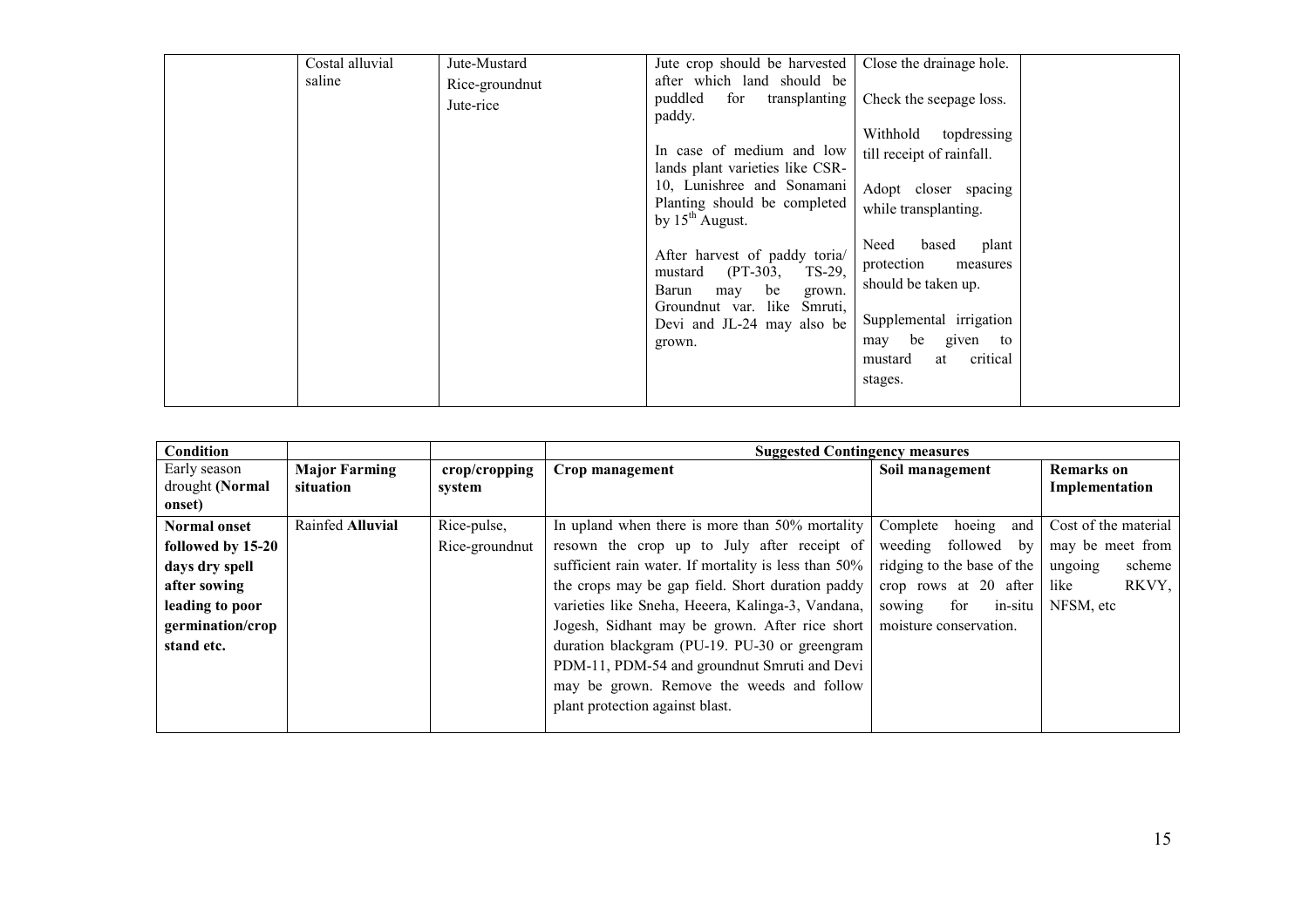| | Costal alluvial saline | Jute-Mustard<br>Rice-groundnut<br>Jute-rice | Jute crop should be harvested after which land should be puddled for transplanting paddy.<br><br>In case of medium and low lands plant varieties like CSR-10, Lunishree and Sonamani Planting should be completed by 15$^{th}$ August.<br><br>After harvest of paddy toria/ mustard (PT-303, TS-29, Barun may be grown. Groundnut var. like Smruti, Devi and JL-24 may also be grown. | Close the drainage hole.<br><br>Check the seepage loss.<br><br>Withhold topdressing till receipt of rainfall.<br><br>Adopt closer spacing while transplanting.<br><br>Need based plant protection measures should be taken up.<br><br>Supplemental irrigation may be given to mustard at critical stages. | |
|---|---|---|---|---|---|

| **Condition** | | | **Suggested Contingency measures** | | |
|---|---|---|---|---|---|
| Early season drought **(Normal onset)** | **Major Farming situation** | **crop/cropping system** | **Crop management** | **Soil management** | **Remarks on Implementation** |
| **Normal onset followed by 15-20 days dry spell after sowing leading to poor germination/crop stand etc.** | Rainfed **Alluvial** | Rice-pulse,<br>Rice-groundnut | In upland when there is more than 50% mortality resown the crop up to July after receipt of sufficient rain water. If mortality is less than 50% the crops may be gap field. Short duration paddy varieties like Sneha, Heeera, Kalinga-3, Vandana, Jogesh, Sidhant may be grown. After rice short duration blackgram (PU-19. PU-30 or greengram PDM-11, PDM-54 and groundnut Smruti and Devi may be grown. Remove the weeds and follow plant protection against blast. | Complete hoeing and weeding followed by ridging to the base of the crop rows at 20 after sowing for in-situ moisture conservation. | Cost of the material may be meet from ungoing scheme like RKVY, NFSM, etc |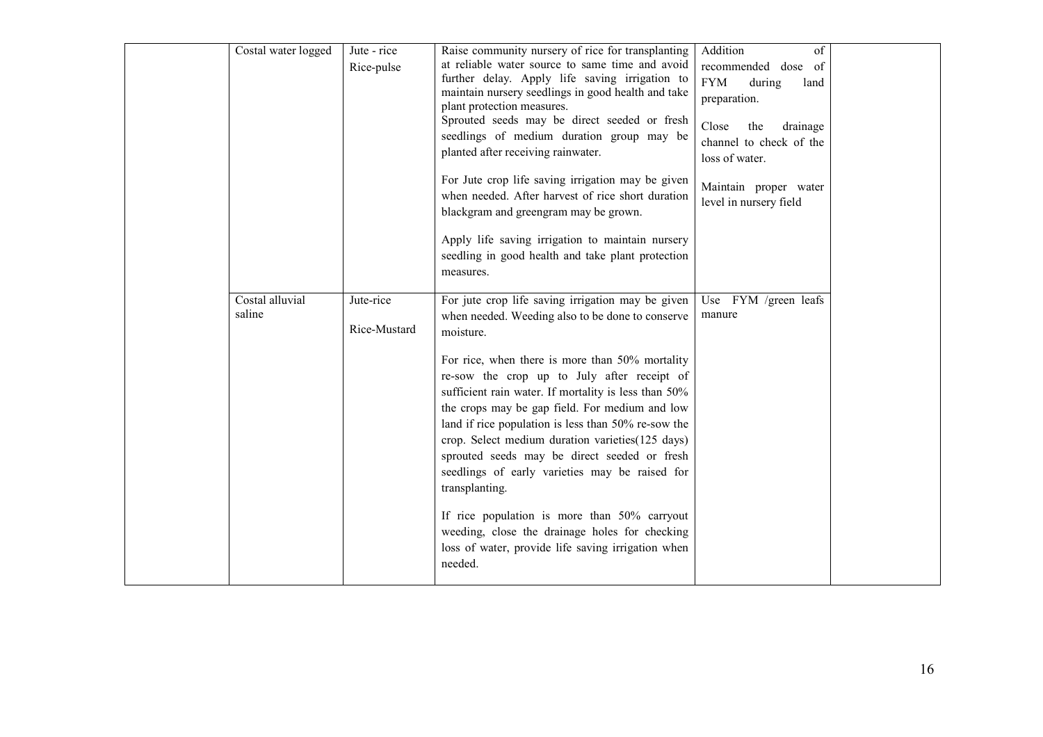|  | Costal water logged | Jute - rice<br>Rice-pulse | Raise community nursery of rice for transplanting at reliable water source to same time and avoid further delay. Apply life saving irrigation to maintain nursery seedlings in good health and take plant protection measures.<br>Sprouted seeds may be direct seeded or fresh seedlings of medium duration group may be planted after receiving rainwater.<br><br>For Jute crop life saving irrigation may be given when needed. After harvest of rice short duration blackgram and greengram may be grown.<br><br>Apply life saving irrigation to maintain nursery seedling in good health and take plant protection measures. | Addition of recommended dose of FYM during land preparation.<br><br>Close the drainage channel to check of the loss of water.<br><br>Maintain proper water level in nursery field |  |
|---|---|---|---|---|---|
|  | Costal alluvial saline | Jute-rice<br><br>Rice-Mustard | For jute crop life saving irrigation may be given when needed. Weeding also to be done to conserve moisture.<br><br>For rice, when there is more than 50% mortality re-sow the crop up to July after receipt of sufficient rain water. If mortality is less than 50% the crops may be gap field. For medium and low land if rice population is less than 50% re-sow the crop. Select medium duration varieties(125 days) sprouted seeds may be direct seeded or fresh seedlings of early varieties may be raised for transplanting.<br><br>If rice population is more than 50% carryout weeding, close the drainage holes for checking loss of water, provide life saving irrigation when needed. | Use FYM /green leafs manure |  |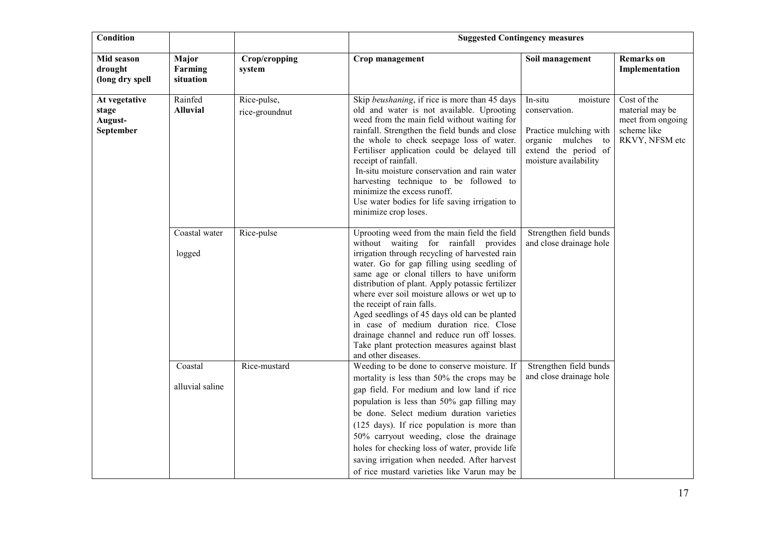| Condition | | | Suggested Contingency measures | | |
|---|---|---|---|---|---|
| **Mid season drought (long dry spell** | **Major Farming situation** | **Crop/cropping system** | **Crop management** | **Soil management** | **Remarks on Implementation** |
| **At vegetative stage August-September** | Rainfed **Alluvial** | Rice-pulse, rice-groundnut | Skip *beushaning*, if rice is more than 45 days old and water is not available. Uprooting weed from the main field without waiting for rainfall. Strengthen the field bunds and close the whole to check seepage loss of water. Fertiliser application could be delayed till receipt of rainfall. In-situ moisture conservation and rain water harvesting technique to be followed to minimize the excess runoff. Use water bodies for life saving irrigation to minimize crop loses. | In-situ moisture conservation. Practice mulching with organic mulches to extend the period of moisture availability | Cost of the material may be meet from ongoing scheme like RKVY, NFSM etc |
| | Coastal water logged | Rice-pulse | Uprooting weed from the main field the field without waiting for rainfall provides irrigation through recycling of harvested rain water. Go for gap filling using seedling of same age or clonal tillers to have uniform distribution of plant. Apply potassic fertilizer where ever soil moisture allows or wet up to the receipt of rain falls. Aged seedlings of 45 days old can be planted in case of medium duration rice. Close drainage channel and reduce run off losses. Take plant protection measures against blast and other diseases. | Strengthen field bunds and close drainage hole | |
| | Coastal alluvial saline | Rice-mustard | Weeding to be done to conserve moisture. If mortality is less than 50% the crops may be gap field. For medium and low land if rice population is less than 50% gap filling may be done. Select medium duration varieties (125 days). If rice population is more than 50% carryout weeding, close the drainage holes for checking loss of water, provide life saving irrigation when needed. After harvest of rice mustard varieties like Varun may be | Strengthen field bunds and close drainage hole | |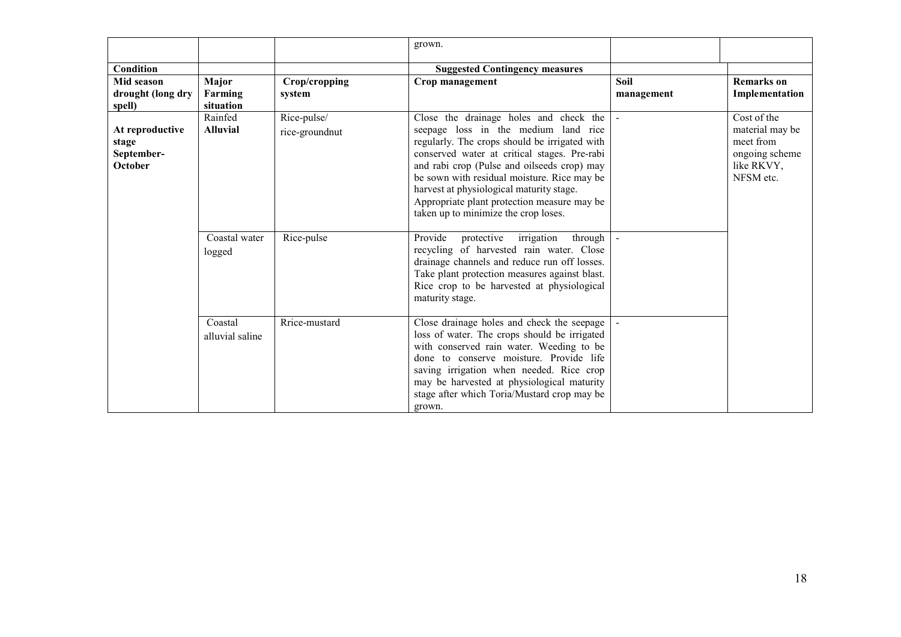| | | | grown. | | |
|---|---|---|---|---|---|
| **Condition** | | | **Suggested Contingency measures** | | |
| **Mid season drought (long dry spell)** | **Major Farming situation** | **Crop/cropping system** | **Crop management** | **Soil management** | **Remarks on Implementation** |
| **At reproductive stage September-October** | Rainfed **Alluvial** | Rice-pulse/ rice-groundnut | Close the drainage holes and check the seepage loss in the medium land rice regularly. The crops should be irrigated with conserved water at critical stages. Pre-rabi and rabi crop (Pulse and oilseeds crop) may be sown with residual moisture. Rice may be harvest at physiological maturity stage. Appropriate plant protection measure may be taken up to minimize the crop loses. | - | Cost of the material may be meet from ongoing scheme like RKVY, NFSM etc. |
| | Coastal water logged | Rice-pulse | Provide protective irrigation through recycling of harvested rain water. Close drainage channels and reduce run off losses. Take plant protection measures against blast. Rice crop to be harvested at physiological maturity stage. | - | |
| | Coastal alluvial saline | Rrice-mustard | Close drainage holes and check the seepage loss of water. The crops should be irrigated with conserved rain water. Weeding to be done to conserve moisture. Provide life saving irrigation when needed. Rice crop may be harvested at physiological maturity stage after which Toria/Mustard crop may be grown. | - | |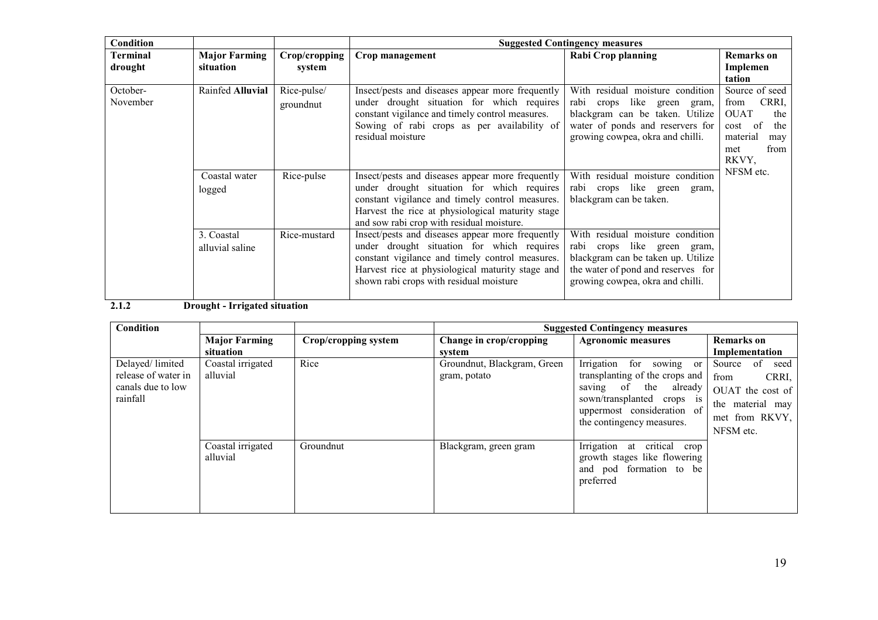| Condition | | | Suggested Contingency measures | | |
|---|---|---|---|---|---|
| **Terminal drought** | **Major Farming situation** | **Crop/cropping system** | **Crop management** | **Rabi Crop planning** | **Remarks on Implementation** |
| October-November | Rainfed **Alluvial** | Rice-pulse/ groundnut | Insect/pests and diseases appear more frequently under drought situation for which requires constant vigilance and timely control measures. Sowing of rabi crops as per availability of residual moisture | With residual moisture condition rabi crops like green gram, blackgram can be taken. Utilize water of ponds and reservers for growing cowpea, okra and chilli. | Source of seed from CRRI, OUAT the cost of the material may met from RKVY, NFSM etc. |
| | Coastal water logged | Rice-pulse | Insect/pests and diseases appear more frequently under drought situation for which requires constant vigilance and timely control measures. Harvest the rice at physiological maturity stage and sow rabi crop with residual moisture. | With residual moisture condition rabi crops like green gram, blackgram can be taken. | |
| | 3. Coastal alluvial saline | Rice-mustard | Insect/pests and diseases appear more frequently under drought situation for which requires constant vigilance and timely control measures. Harvest rice at physiological maturity stage and shown rabi crops with residual moisture | With residual moisture condition rabi crops like green gram, blackgram can be taken up. Utilize the water of pond and reserves for growing cowpea, okra and chilli. | |

**2.1.2 Drought - Irrigated situation**

| Condition | | | Suggested Contingency measures | | |
|---|---|---|---|---|---|
| | **Major Farming situation** | **Crop/cropping system** | **Change in crop/cropping system** | **Agronomic measures** | **Remarks on Implementation** |
| Delayed/ limited release of water in canals due to low rainfall | Coastal irrigated alluvial | Rice | Groundnut, Blackgram, Green gram, potato | Irrigation for sowing or transplanting of the crops and saving of the already sown/transplanted crops is uppermost consideration of the contingency measures. | Source of seed from CRRI, OUAT the cost of the material may met from RKVY, NFSM etc. |
| | Coastal irrigated alluvial | Groundnut | Blackgram, green gram | Irrigation at critical crop growth stages like flowering and pod formation to be preferred | |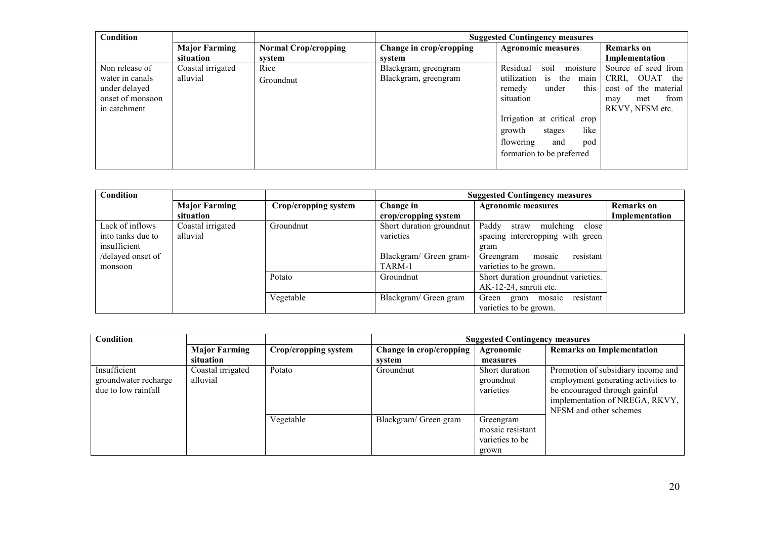| Condition | | | Suggested Contingency measures | | |
|---|---|---|---|---|---|
| | Major Farming situation | Normal Crop/cropping system | Change in crop/cropping system | Agronomic measures | Remarks on Implementation |
| Non release of water in canals under delayed onset of monsoon in catchment | Coastal irrigated alluvial | Rice<br>Groundnut | Blackgram, greengram<br>Blackgram, greengram | Residual soil moisture utilization is the main remedy under this situation<br>Irrigation at critical crop growth stages like flowering and pod formation to be preferred | Source of seed from CRRI, OUAT the cost of the material may met from RKVY, NFSM etc. |

| Condition | | | Suggested Contingency measures | | |
|---|---|---|---|---|---|
| | Major Farming situation | Crop/cropping system | Change in crop/cropping system | Agronomic measures | Remarks on Implementation |
| Lack of inflows into tanks due to insufficient /delayed onset of monsoon | Coastal irrigated alluvial | Groundnut | Short duration groundnut varieties<br>Blackgram/ Green gram-TARM-1 | Paddy straw mulching close spacing intercropping with green gram<br>Greengram mosaic resistant varieties to be grown. | |
| | | Potato | Groundnut | Short duration groundnut varieties. AK-12-24, smruti etc. | |
| | | Vegetable | Blackgram/ Green gram | Green gram mosaic resistant varieties to be grown. | |

| Condition | | | Suggested Contingency measures | | |
|---|---|---|---|---|---|
| | Major Farming situation | Crop/cropping system | Change in crop/cropping system | Agronomic measures | Remarks on Implementation |
| Insufficient groundwater recharge due to low rainfall | Coastal irrigated alluvial | Potato | Groundnut | Short duration groundnut varieties | Promotion of subsidiary income and employment generating activities to be encouraged through gainful implementation of NREGA, RKVY, NFSM and other schemes |
| | | Vegetable | Blackgram/ Green gram | Greengram mosaic resistant varieties to be grown | |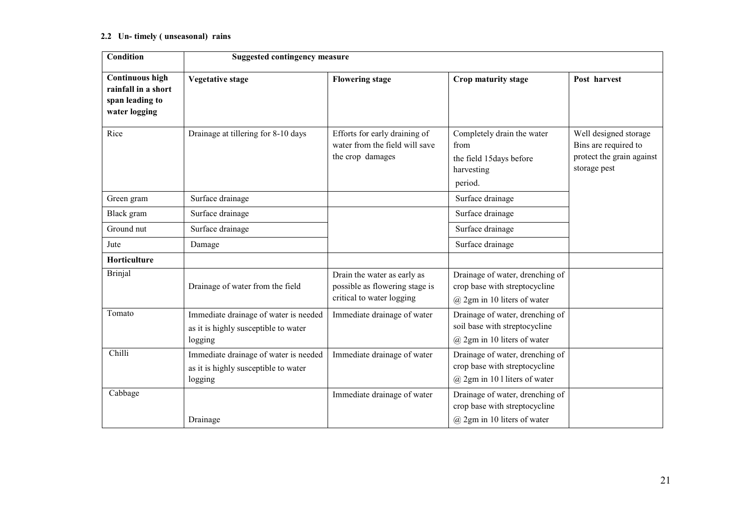#### 2.2 Un- timely ( unseasonal) rains

| Condition | Suggested contingency measure | | | |
|---|---|---|---|---|
| **Continuous high rainfall in a short span leading to water logging** | **Vegetative stage** | **Flowering stage** | **Crop maturity stage** | **Post harvest** |
| Rice | Drainage at tillering for 8-10 days | Efforts for early draining of water from the field will save the crop damages | Completely drain the water from the field 15days before harvesting period. | Well designed storage Bins are required to protect the grain against storage pest |
| Green gram | Surface drainage | | Surface drainage | |
| Black gram | Surface drainage | | Surface drainage | |
| Ground nut | Surface drainage | | Surface drainage | |
| Jute | Damage | | Surface drainage | |
| **Horticulture** | | | | |
| Brinjal | Drainage of water from the field | Drain the water as early as possible as flowering stage is critical to water logging | Drainage of water, drenching of crop base with streptocycline @ 2gm in 10 liters of water | |
| Tomato | Immediate drainage of water is needed as it is highly susceptible to water logging | Immediate drainage of water | Drainage of water, drenching of soil base with streptocycline @ 2gm in 10 liters of water | |
| Chilli | Immediate drainage of water is needed as it is highly susceptible to water logging | Immediate drainage of water | Drainage of water, drenching of crop base with streptocycline @ 2gm in 10 l liters of water | |
| Cabbage | Drainage | Immediate drainage of water | Drainage of water, drenching of crop base with streptocycline @ 2gm in 10 liters of water | |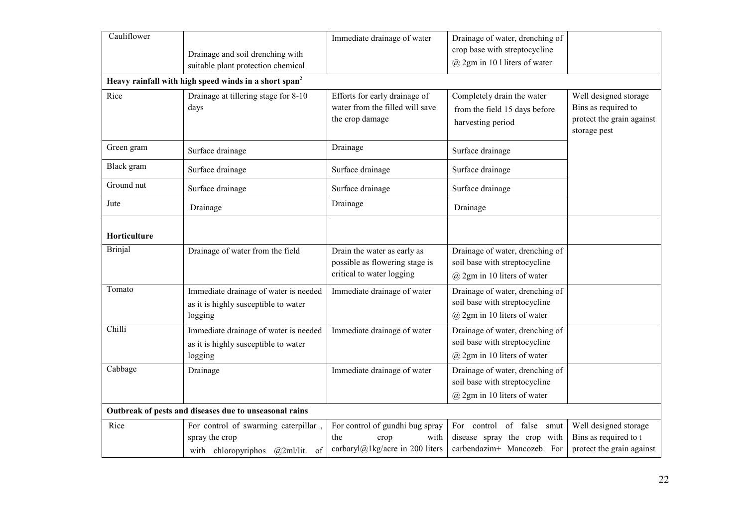| Cauliflower | Drainage and soil drenching with suitable plant protection chemical | Immediate drainage of water | Drainage of water, drenching of crop base with streptocycline @ 2gm in 10 l liters of water | |
|---|---|---|---|---|
| **Heavy rainfall with high speed winds in a short span[2]** | | | | |
| Rice | Drainage at tillering stage for 8-10 days | Efforts for early drainage of water from the filled will save the crop damage | Completely drain the water from the field 15 days before harvesting period | Well designed storage Bins as required to protect the grain against storage pest |
| Green gram | Surface drainage | Drainage | Surface drainage | |
| Black gram | Surface drainage | Surface drainage | Surface drainage | |
| Ground nut | Surface drainage | Surface drainage | Surface drainage | |
| Jute | Drainage | Drainage | Drainage | |
| **Horticulture** | | | | |
| Brinjal | Drainage of water from the field | Drain the water as early as possible as flowering stage is critical to water logging | Drainage of water, drenching of soil base with streptocycline @ 2gm in 10 liters of water | |
| Tomato | Immediate drainage of water is needed as it is highly susceptible to water logging | Immediate drainage of water | Drainage of water, drenching of soil base with streptocycline @ 2gm in 10 liters of water | |
| Chilli | Immediate drainage of water is needed as it is highly susceptible to water logging | Immediate drainage of water | Drainage of water, drenching of soil base with streptocycline @ 2gm in 10 liters of water | |
| Cabbage | Drainage | Immediate drainage of water | Drainage of water, drenching of soil base with streptocycline @ 2gm in 10 liters of water | |
| **Outbreak of pests and diseases due to unseasonal rains** | | | | |
| Rice | For control of swarming caterpillar , spray the crop with chloropyriphos @2ml/lit. of | For control of gundhi bug spray the crop with carbaryl@1kg/acre in 200 liters | For control of false smut disease spray the crop with carbendazim+ Mancozeb. For | Well designed storage Bins as required to t protect the grain against |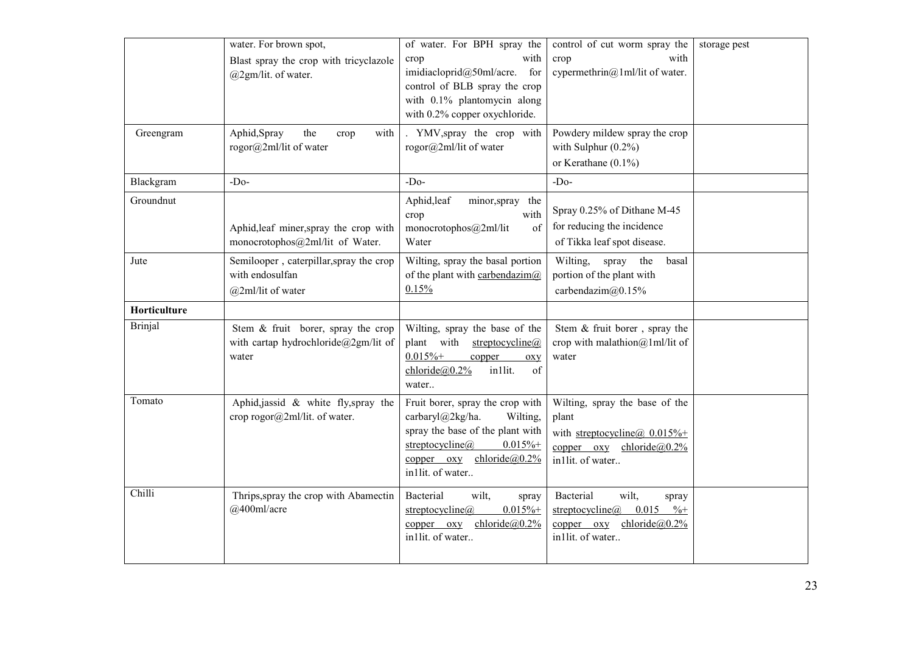|  |  |  |  |  |
|---|---|---|---|---|
|  | water. For brown spot, Blast spray the crop with tricyclazole @2gm/lit. of water. | of water. For BPH spray the crop with imidiacloprid@50ml/acre. for control of BLB spray the crop with 0.1% plantomycin along with 0.2% copper oxychloride. | control of cut worm spray the crop with cypermethrin@1ml/lit of water. | storage pest |
| Greengram | Aphid,Spray the crop with rogor@2ml/lit of water | . YMV,spray the crop with rogor@2ml/lit of water | Powdery mildew spray the crop with Sulphur (0.2%) or Kerathane (0.1%) |  |
| Blackgram | -Do- | -Do- | -Do- |  |
| Groundnut | Aphid,leaf miner,spray the crop with monocrotophos@2ml/lit of Water. | Aphid,leaf minor,spray the crop with monocrotophos@2ml/lit of Water | Spray 0.25% of Dithane M-45 for reducing the incidence of Tikka leaf spot disease. |  |
| Jute | Semilooper , caterpillar,spray the crop with endosulfan @2ml/lit of water | Wilting, spray the basal portion of the plant with carbendazim@ 0.15% | Wilting, spray the basal portion of the plant with carbendazim@0.15% |  |
| **Horticulture** |  |  |  |  |
| Brinjal | Stem & fruit borer, spray the crop with cartap hydrochloride@2gm/lit of water | Wilting, spray the base of the plant with streptocycline@ 0.015%+ copper oxy chloride@0.2% in1lit. of water.. | Stem & fruit borer , spray the crop with malathion@1ml/lit of water |  |
| Tomato | Aphid,jassid & white fly,spray the crop rogor@2ml/lit. of water. | Fruit borer, spray the crop with carbaryl@2kg/ha. Wilting, spray the base of the plant with streptocycline@ 0.015%+ copper oxy chloride@0.2% in1lit. of water.. | Wilting, spray the base of the plant with streptocycline@ 0.015%+ copper oxy chloride@0.2% in1lit. of water.. |  |
| Chilli | Thrips,spray the crop with Abamectin @400ml/acre | Bacterial wilt, spray streptocycline@ 0.015%+ copper oxy chloride@0.2% in1lit. of water.. | Bacterial wilt, spray streptocycline@ 0.015 %+ copper oxy chloride@0.2% in1lit. of water.. |  |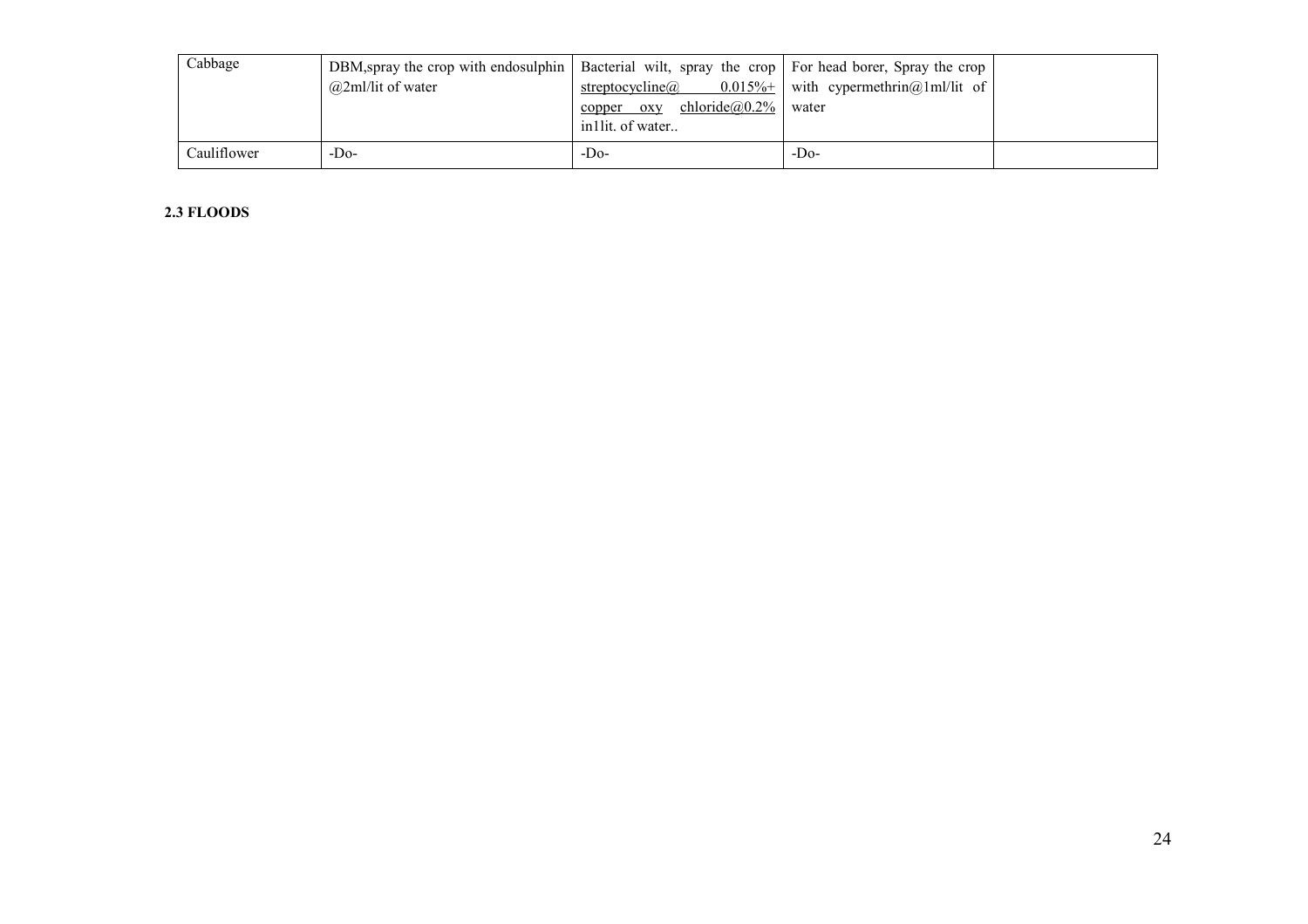| Cabbage | DBM,spray the crop with endosulphin @2ml/lit of water | Bacterial wilt, spray the crop streptocycline@ 0.015%+ copper oxy chloride@0.2% in1lit. of water.. | For head borer, Spray the crop with cypermethrin@1ml/lit of water | |
|---|---|---|---|---|
| Cauliflower | -Do- | -Do- | -Do- | |

**2.3 FLOODS**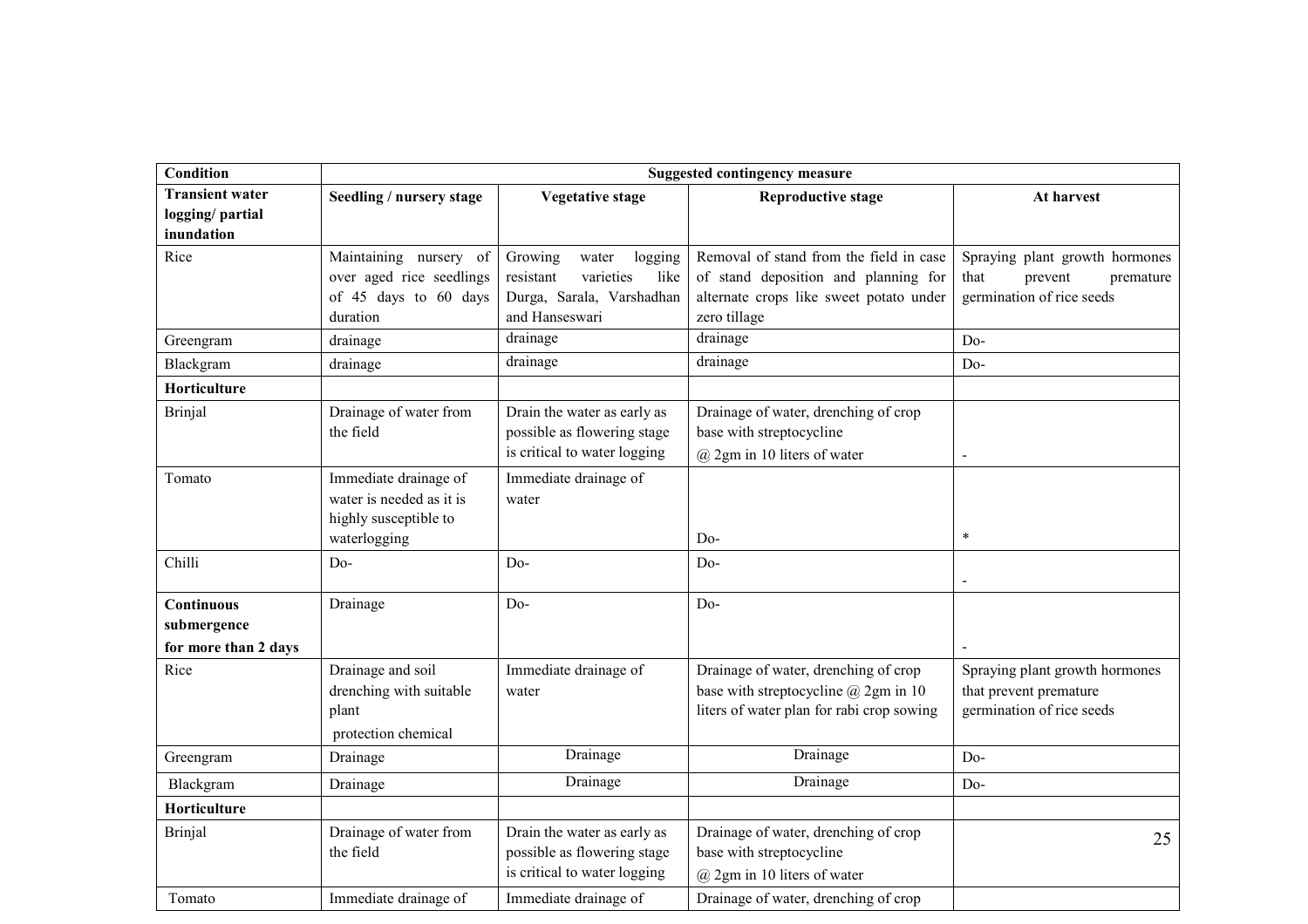| Condition | Suggested contingency measure | | | |
|---|---|---|---|---|
| **Transient water logging/ partial inundation** | **Seedling / nursery stage** | **Vegetative stage** | **Reproductive stage** | **At harvest** |
| Rice | Maintaining nursery of over aged rice seedlings of 45 days to 60 days duration | Growing water logging resistant varieties like Durga, Sarala, Varshadhan and Hanseswari | Removal of stand from the field in case of stand deposition and planning for alternate crops like sweet potato under zero tillage | Spraying plant growth hormones that prevent premature germination of rice seeds |
| Greengram | drainage | drainage | drainage | Do- |
| Blackgram | drainage | drainage | drainage | Do- |
| **Horticulture** | | | | |
| Brinjal | Drainage of water from the field | Drain the water as early as possible as flowering stage is critical to water logging | Drainage of water, drenching of crop base with streptocycline @ 2gm in 10 liters of water | - |
| Tomato | Immediate drainage of water is needed as it is highly susceptible to waterlogging | Immediate drainage of water | Do- | * |
| Chilli | Do- | Do- | Do- | - |
| **Continuous submergence for more than 2 days** | Drainage | Do- | Do- | - |
| Rice | Drainage and soil drenching with suitable plant protection chemical | Immediate drainage of water | Drainage of water, drenching of crop base with streptocycline @ 2gm in 10 liters of water plan for rabi crop sowing | Spraying plant growth hormones that prevent premature germination of rice seeds |
| Greengram | Drainage | Drainage | Drainage | Do- |
| Blackgram | Drainage | Drainage | Drainage | Do- |
| **Horticulture** | | | | |
| Brinjal | Drainage of water from the field | Drain the water as early as possible as flowering stage is critical to water logging | Drainage of water, drenching of crop base with streptocycline @ 2gm in 10 liters of water | |
| Tomato | Immediate drainage of | Immediate drainage of | Drainage of water, drenching of crop | |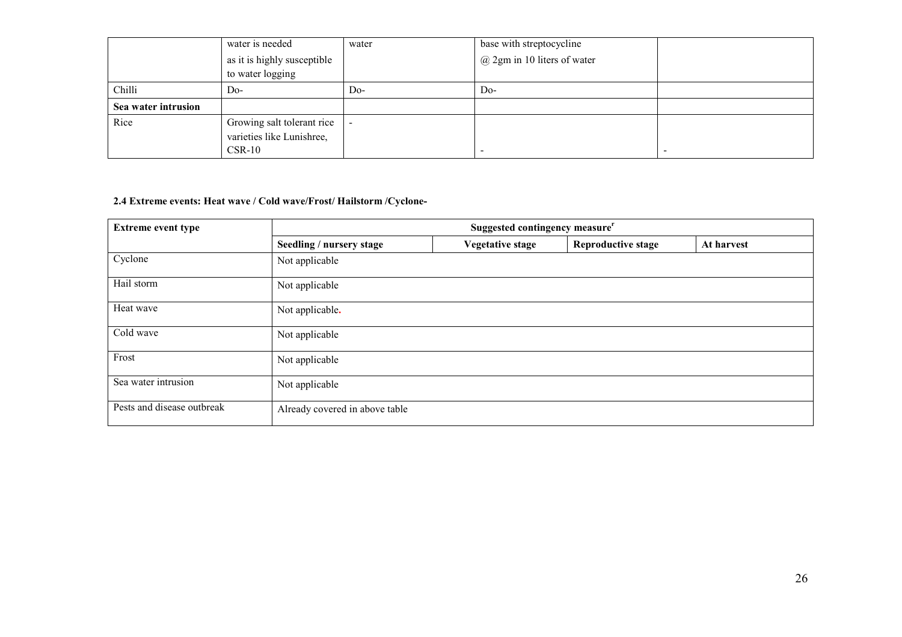|  | water is needed as it is highly susceptible to water logging | water | base with streptocycline @ 2gm in 10 liters of water |  |
| --- | --- | --- | --- | --- |
| Chilli | Do- | Do- | Do- |  |
| **Sea water intrusion** |  |  |  |  |
| Rice | Growing salt tolerant rice varieties like Lunishree, CSR-10 | - | - | - |

### 2.4 Extreme events: Heat wave / Cold wave/Frost/ Hailstorm /Cyclone-

| **Extreme event type** | **Suggested contingency measure**[r] | | | |
| --- | --- | --- | --- | --- |
|  | **Seedling / nursery stage** | **Vegetative stage** | **Reproductive stage** | **At harvest** |
| Cyclone | Not applicable | | | |
| Hail storm | Not applicable | | | |
| Heat wave | Not applicable. | | | |
| Cold wave | Not applicable | | | |
| Frost | Not applicable | | | |
| Sea water intrusion | Not applicable | | | |
| Pests and disease outbreak | Already covered in above table | | | |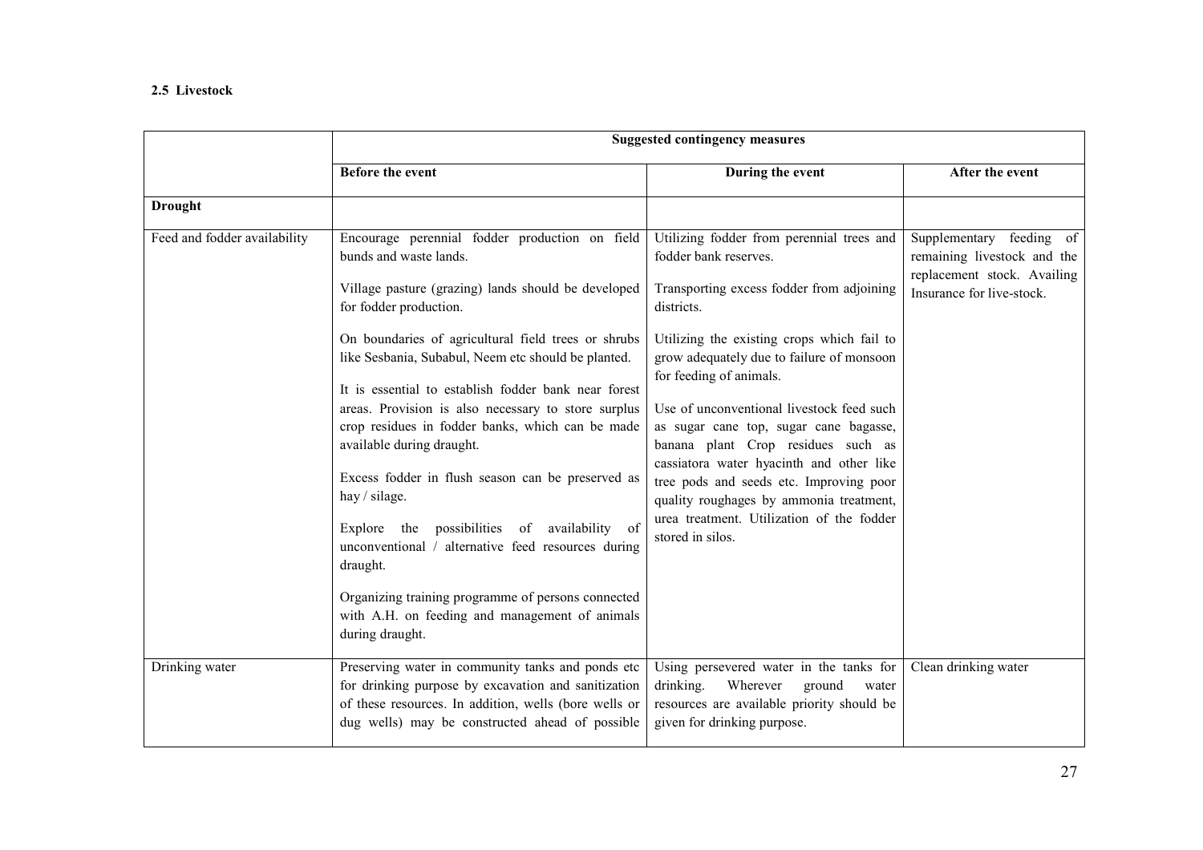**2.5 Livestock**

| | Suggested contingency measures | | |
|---|---|---|---|
| | **Before the event** | **During the event** | **After the event** |
| **Drought** | | | |
| Feed and fodder availability | Encourage perennial fodder production on field bunds and waste lands.<br><br>Village pasture (grazing) lands should be developed for fodder production.<br><br>On boundaries of agricultural field trees or shrubs like Sesbania, Subabul, Neem etc should be planted.<br><br>It is essential to establish fodder bank near forest areas. Provision is also necessary to store surplus crop residues in fodder banks, which can be made available during draught.<br><br>Excess fodder in flush season can be preserved as hay / silage.<br><br>Explore the possibilities of availability of unconventional / alternative feed resources during draught.<br><br>Organizing training programme of persons connected with A.H. on feeding and management of animals during draught. | Utilizing fodder from perennial trees and fodder bank reserves.<br><br>Transporting excess fodder from adjoining districts.<br><br>Utilizing the existing crops which fail to grow adequately due to failure of monsoon for feeding of animals.<br><br>Use of unconventional livestock feed such as sugar cane top, sugar cane bagasse, banana plant Crop residues such as cassiatora water hyacinth and other like tree pods and seeds etc. Improving poor quality roughages by ammonia treatment, urea treatment. Utilization of the fodder stored in silos. | Supplementary feeding of remaining livestock and the replacement stock. Availing Insurance for live-stock. |
| Drinking water | Preserving water in community tanks and ponds etc for drinking purpose by excavation and sanitization of these resources. In addition, wells (bore wells or dug wells) may be constructed ahead of possible | Using persevered water in the tanks for drinking. Wherever ground water resources are available priority should be given for drinking purpose. | Clean drinking water |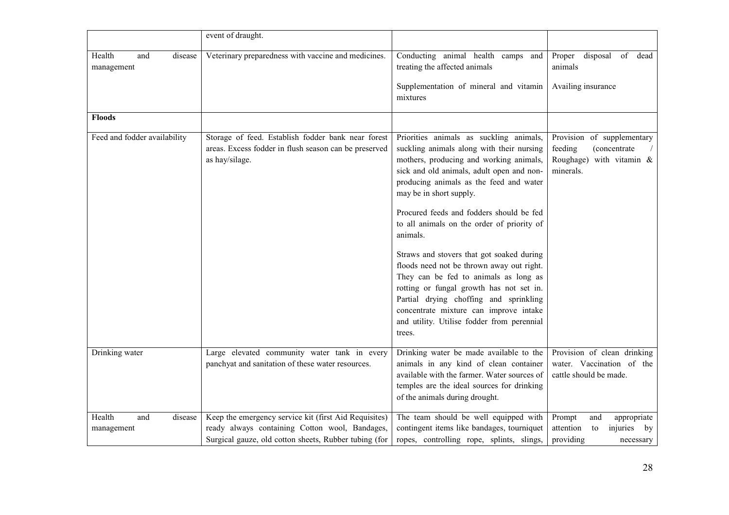| | event of draught. | | |
|---|---|---|---|
| Health and disease management | Veterinary preparedness with vaccine and medicines. | Conducting animal health camps and treating the affected animals<br><br>Supplementation of mineral and vitamin mixtures | Proper disposal of dead animals<br><br>Availing insurance |
| **Floods** | | | |
| Feed and fodder availability | Storage of feed. Establish fodder bank near forest areas. Excess fodder in flush season can be preserved as hay/silage. | Priorities animals as suckling animals, suckling animals along with their nursing mothers, producing and working animals, sick and old animals, adult open and non-producing animals as the feed and water may be in short supply.<br><br>Procured feeds and fodders should be fed to all animals on the order of priority of animals.<br><br>Straws and stovers that got soaked during floods need not be thrown away out right. They can be fed to animals as long as rotting or fungal growth has not set in. Partial drying choffing and sprinkling concentrate mixture can improve intake and utility. Utilise fodder from perennial trees. | Provision of supplementary feeding (concentrate / Roughage) with vitamin & minerals. |
| Drinking water | Large elevated community water tank in every panchyat and sanitation of these water resources. | Drinking water be made available to the animals in any kind of clean container available with the farmer. Water sources of temples are the ideal sources for drinking of the animals during drought. | Provision of clean drinking water. Vaccination of the cattle should be made. |
| Health and disease management | Keep the emergency service kit (first Aid Requisites) ready always containing Cotton wool, Bandages, Surgical gauze, old cotton sheets, Rubber tubing (for | The team should be well equipped with contingent items like bandages, tourniquet ropes, controlling rope, splints, slings, | Prompt and appropriate attention to injuries by providing necessary |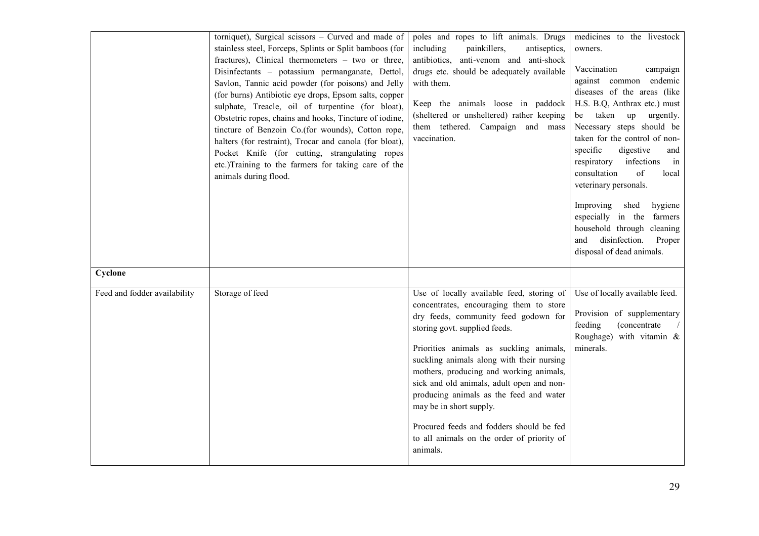| | | | |
|---|---|---|---|
| | torniquet), Surgical scissors – Curved and made of stainless steel, Forceps, Splints or Split bamboos (for fractures), Clinical thermometers – two or three, Disinfectants – potassium permanganate, Dettol, Savlon, Tannic acid powder (for poisons) and Jelly (for burns) Antibiotic eye drops, Epsom salts, copper sulphate, Treacle, oil of turpentine (for bloat), Obstetric ropes, chains and hooks, Tincture of iodine, tincture of Benzoin Co.(for wounds), Cotton rope, halters (for restraint), Trocar and canola (for bloat), Pocket Knife (for cutting, strangulating ropes etc.)Training to the farmers for taking care of the animals during flood. | poles and ropes to lift animals. Drugs including painkillers, antiseptics, antibiotics, anti-venom and anti-shock drugs etc. should be adequately available with them.<br><br>Keep the animals loose in paddock (sheltered or unsheltered) rather keeping them tethered. Campaign and mass vaccination. | medicines to the livestock owners.<br><br>Vaccination campaign against common endemic diseases of the areas (like H.S. B.Q, Anthrax etc.) must be taken up urgently. Necessary steps should be taken for the control of non-specific digestive and respiratory infections in consultation of local veterinary personals.<br><br>Improving shed hygiene especially in the farmers household through cleaning and disinfection. Proper disposal of dead animals. |
| **Cyclone** | | | |
| Feed and fodder availability | Storage of feed | Use of locally available feed, storing of concentrates, encouraging them to store dry feeds, community feed godown for storing govt. supplied feeds.<br><br>Priorities animals as suckling animals, suckling animals along with their nursing mothers, producing and working animals, sick and old animals, adult open and non-producing animals as the feed and water may be in short supply.<br><br>Procured feeds and fodders should be fed to all animals on the order of priority of animals. | Use of locally available feed.<br><br>Provision of supplementary feeding (concentrate / Roughage) with vitamin & minerals. |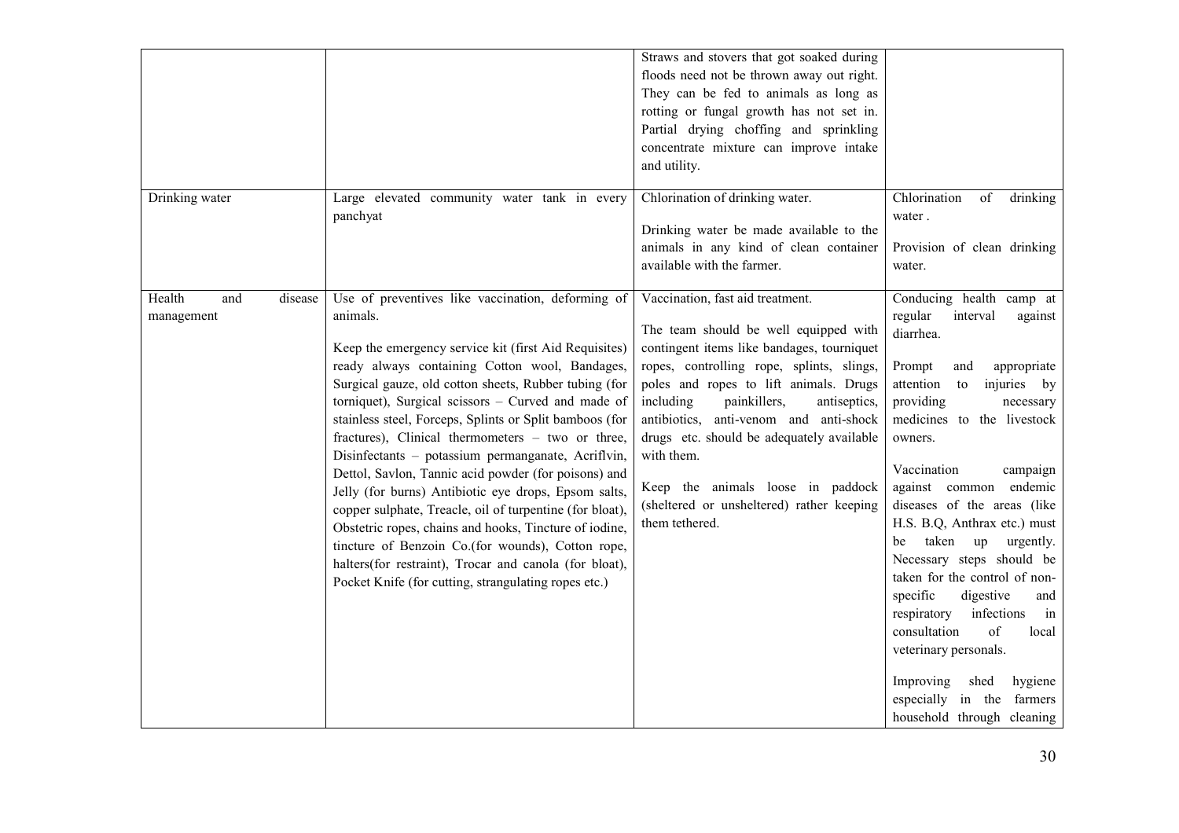| | | | |
|---|---|---|---|
| | | Straws and stovers that got soaked during floods need not be thrown away out right. They can be fed to animals as long as rotting or fungal growth has not set in. Partial drying choffing and sprinkling concentrate mixture can improve intake and utility. | |
| Drinking water | Large elevated community water tank in every panchyat | Chlorination of drinking water.<br><br>Drinking water be made available to the animals in any kind of clean container available with the farmer. | Chlorination of drinking water .<br><br>Provision of clean drinking water. |
| Health and disease management | Use of preventives like vaccination, deforming of animals.<br><br>Keep the emergency service kit (first Aid Requisites) ready always containing Cotton wool, Bandages, Surgical gauze, old cotton sheets, Rubber tubing (for torniquet), Surgical scissors – Curved and made of stainless steel, Forceps, Splints or Split bamboos (for fractures), Clinical thermometers – two or three, Disinfectants – potassium permanganate, Acriflvin, Dettol, Savlon, Tannic acid powder (for poisons) and Jelly (for burns) Antibiotic eye drops, Epsom salts, copper sulphate, Treacle, oil of turpentine (for bloat), Obstetric ropes, chains and hooks, Tincture of iodine, tincture of Benzoin Co.(for wounds), Cotton rope, halters(for restraint), Trocar and canola (for bloat), Pocket Knife (for cutting, strangulating ropes etc.) | Vaccination, fast aid treatment.<br><br>The team should be well equipped with contingent items like bandages, tourniquet ropes, controlling rope, splints, slings, poles and ropes to lift animals. Drugs including painkillers, antiseptics, antibiotics, anti-venom and anti-shock drugs etc. should be adequately available with them.<br><br>Keep the animals loose in paddock (sheltered or unsheltered) rather keeping them tethered. | Conducing health camp at regular interval against diarrhea.<br><br>Prompt and appropriate attention to injuries by providing necessary medicines to the livestock owners.<br><br>Vaccination campaign against common endemic diseases of the areas (like H.S. B.Q, Anthrax etc.) must be taken up urgently. Necessary steps should be taken for the control of non-specific digestive and respiratory infections in consultation of local veterinary personals.<br><br>Improving shed hygiene especially in the farmers household through cleaning |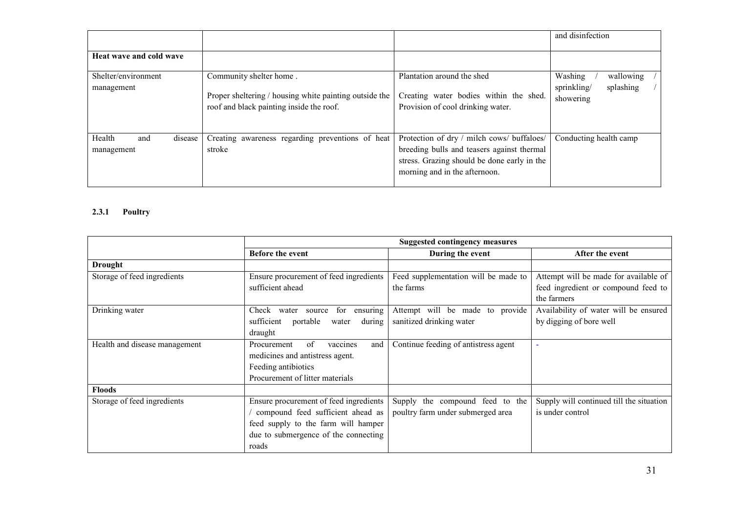| | | | and disinfection |
|---|---|---|---|
| **Heat wave and cold wave** | | | |
| Shelter/environment management | Community shelter home .<br><br>Proper sheltering / housing white painting outside the roof and black painting inside the roof. | Plantation around the shed<br><br>Creating water bodies within the shed. Provision of cool drinking water. | Washing / wallowing / sprinkling/ splashing / showering |
| Health and disease management | Creating awareness regarding preventions of heat stroke | Protection of dry / milch cows/ buffaloes/ breeding bulls and teasers against thermal stress. Grazing should be done early in the morning and in the afternoon. | Conducting health camp |

### 2.3.1 Poultry

| | **Suggested contingency measures** | | |
|---|---|---|---|
| | **Before the event** | **During the event** | **After the event** |
| **Drought** | | | |
| Storage of feed ingredients | Ensure procurement of feed ingredients sufficient ahead | Feed supplementation will be made to the farms | Attempt will be made for available of feed ingredient or compound feed to the farmers |
| Drinking water | Check water source for ensuring sufficient portable water during draught | Attempt will be made to provide sanitized drinking water | Availability of water will be ensured by digging of bore well |
| Health and disease management | Procurement of vaccines and medicines and antistress agent.<br>Feeding antibiotics<br>Procurement of litter materials | Continue feeding of antistress agent | - |
| **Floods** | | | |
| Storage of feed ingredients | Ensure procurement of feed ingredients / compound feed sufficient ahead as feed supply to the farm will hamper due to submergence of the connecting roads | Supply the compound feed to the poultry farm under submerged area | Supply will continued till the situation is under control |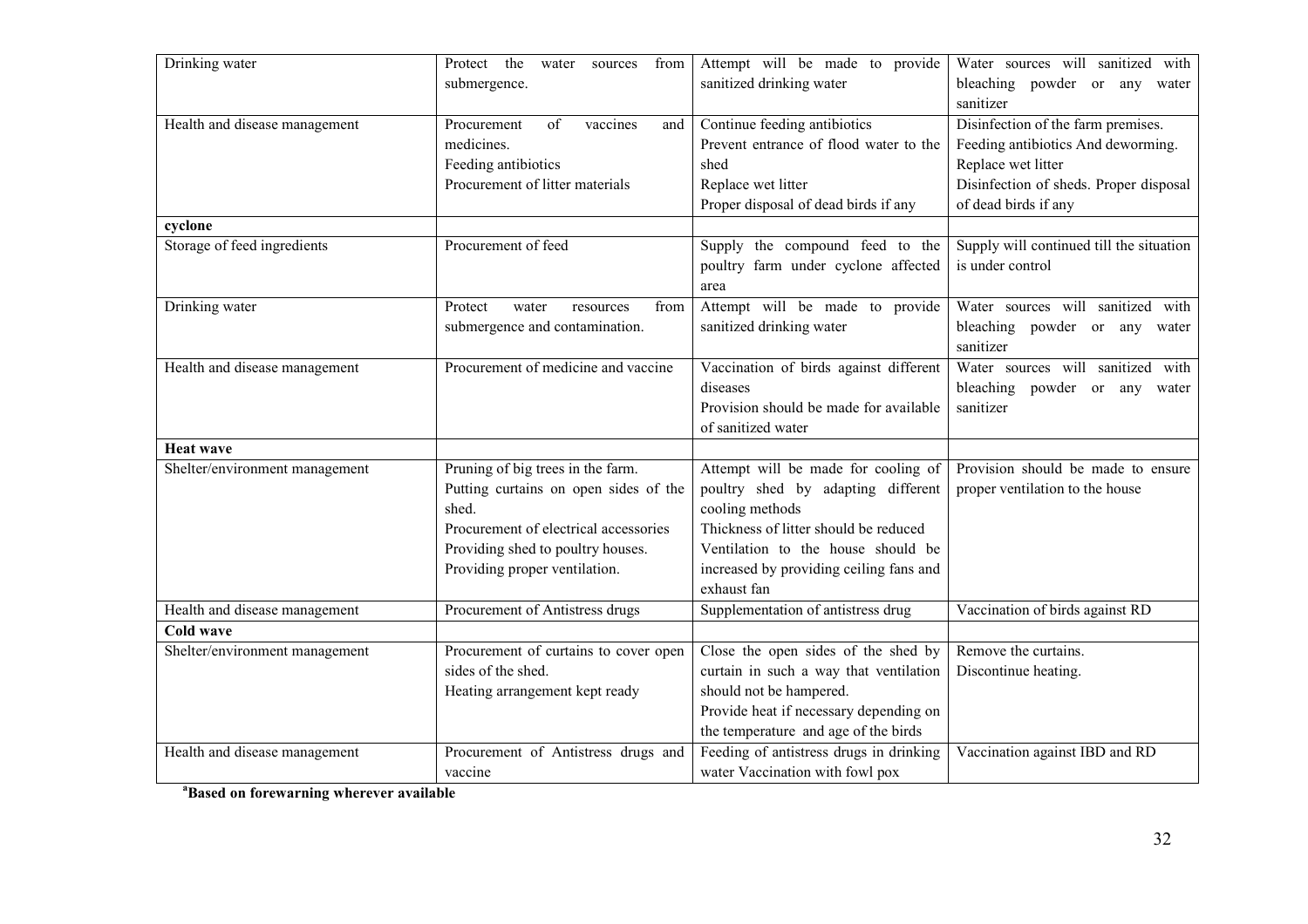| | | | |
|---|---|---|---|
| Drinking water | Protect the water sources from submergence. | Attempt will be made to provide sanitized drinking water | Water sources will sanitized with bleaching powder or any water sanitizer |
| Health and disease management | Procurement of vaccines and medicines.<br>Feeding antibiotics<br>Procurement of litter materials | Continue feeding antibiotics<br>Prevent entrance of flood water to the shed<br>Replace wet litter<br>Proper disposal of dead birds if any | Disinfection of the farm premises.<br>Feeding antibiotics And deworming.<br>Replace wet litter<br>Disinfection of sheds. Proper disposal of dead birds if any |
| **cyclone** | | | |
| Storage of feed ingredients | Procurement of feed | Supply the compound feed to the poultry farm under cyclone affected area | Supply will continued till the situation is under control |
| Drinking water | Protect water resources from submergence and contamination. | Attempt will be made to provide sanitized drinking water | Water sources will sanitized with bleaching powder or any water sanitizer |
| Health and disease management | Procurement of medicine and vaccine | Vaccination of birds against different diseases<br>Provision should be made for available of sanitized water | Water sources will sanitized with bleaching powder or any water sanitizer |
| **Heat wave** | | | |
| Shelter/environment management | Pruning of big trees in the farm.<br>Putting curtains on open sides of the shed.<br>Procurement of electrical accessories<br>Providing shed to poultry houses.<br>Providing proper ventilation. | Attempt will be made for cooling of poultry shed by adapting different cooling methods<br>Thickness of litter should be reduced<br>Ventilation to the house should be increased by providing ceiling fans and exhaust fan | Provision should be made to ensure proper ventilation to the house |
| Health and disease management | Procurement of Antistress drugs | Supplementation of antistress drug | Vaccination of birds against RD |
| **Cold wave** | | | |
| Shelter/environment management | Procurement of curtains to cover open sides of the shed.<br>Heating arrangement kept ready | Close the open sides of the shed by curtain in such a way that ventilation should not be hampered.<br>Provide heat if necessary depending on the temperature and age of the birds | Remove the curtains.<br>Discontinue heating. |
| Health and disease management | Procurement of Antistress drugs and vaccine | Feeding of antistress drugs in drinking water Vaccination with fowl pox | Vaccination against IBD and RD |

**[a]Based on forewarning wherever available**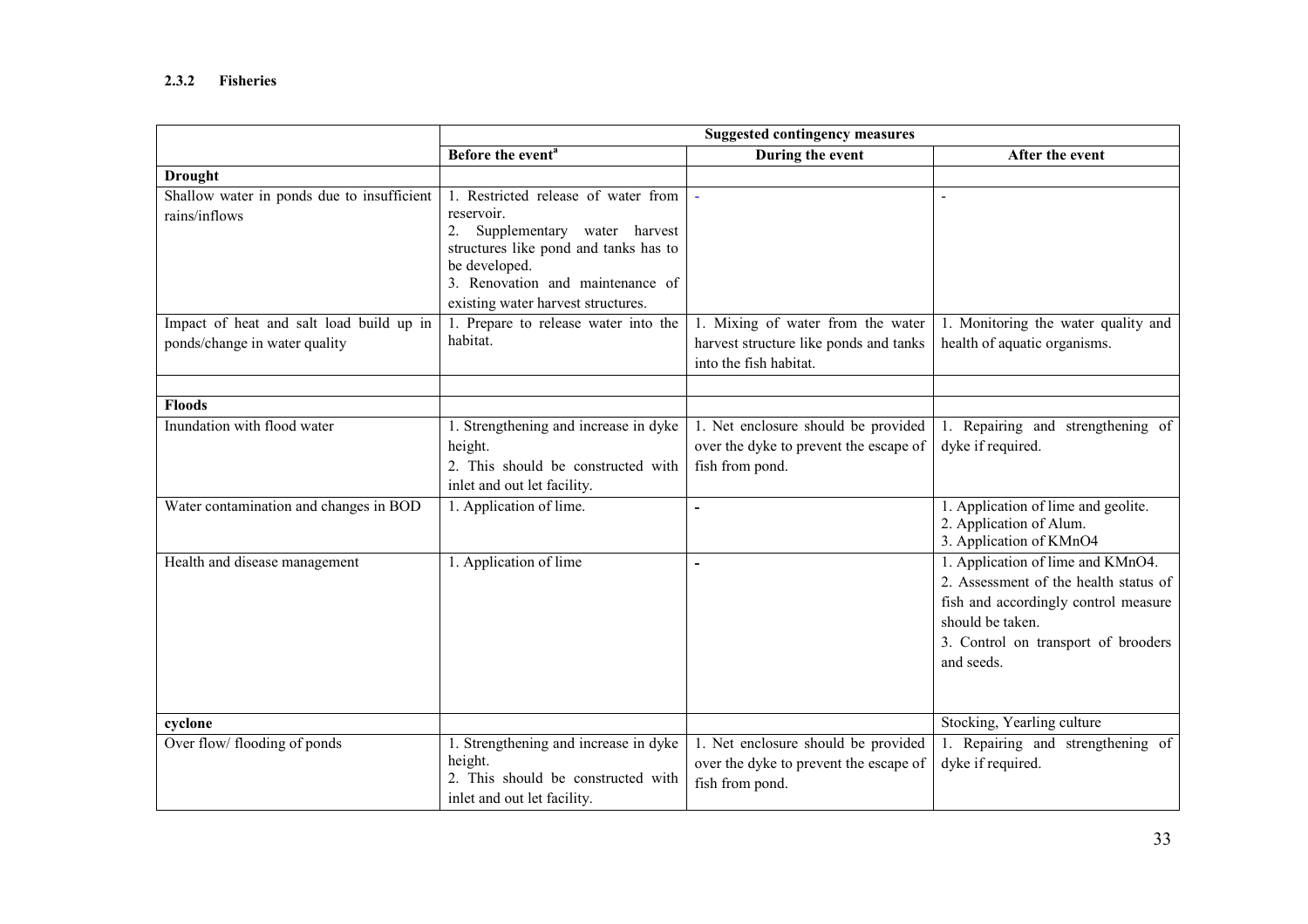### 2.3.2 Fisheries

| | Suggested contingency measures | | |
|---|---|---|---|
| | Before the event[a] | During the event | After the event |
| **Drought** | | | |
| Shallow water in ponds due to insufficient rains/inflows | 1. Restricted release of water from reservoir.<br>2. Supplementary water harvest structures like pond and tanks has to be developed.<br>3. Renovation and maintenance of existing water harvest structures. | - | - |
| Impact of heat and salt load build up in ponds/change in water quality | 1. Prepare to release water into the habitat. | 1. Mixing of water from the water harvest structure like ponds and tanks into the fish habitat. | 1. Monitoring the water quality and health of aquatic organisms. |
| | | | |
| **Floods** | | | |
| Inundation with flood water | 1. Strengthening and increase in dyke height.<br>2. This should be constructed with inlet and out let facility. | 1. Net enclosure should be provided over the dyke to prevent the escape of fish from pond. | 1. Repairing and strengthening of dyke if required. |
| Water contamination and changes in BOD | 1. Application of lime. | - | 1. Application of lime and geolite.<br>2. Application of Alum.<br>3. Application of $KMnO_4$ |
| Health and disease management | 1. Application of lime | - | 1. Application of lime and $KMnO_4$.<br>2. Assessment of the health status of fish and accordingly control measure should be taken.<br>3. Control on transport of brooders and seeds. |
| **cyclone** | | | Stocking, Yearling culture |
| Over flow/ flooding of ponds | 1. Strengthening and increase in dyke height.<br>2. This should be constructed with inlet and out let facility. | 1. Net enclosure should be provided over the dyke to prevent the escape of fish from pond. | 1. Repairing and strengthening of dyke if required. |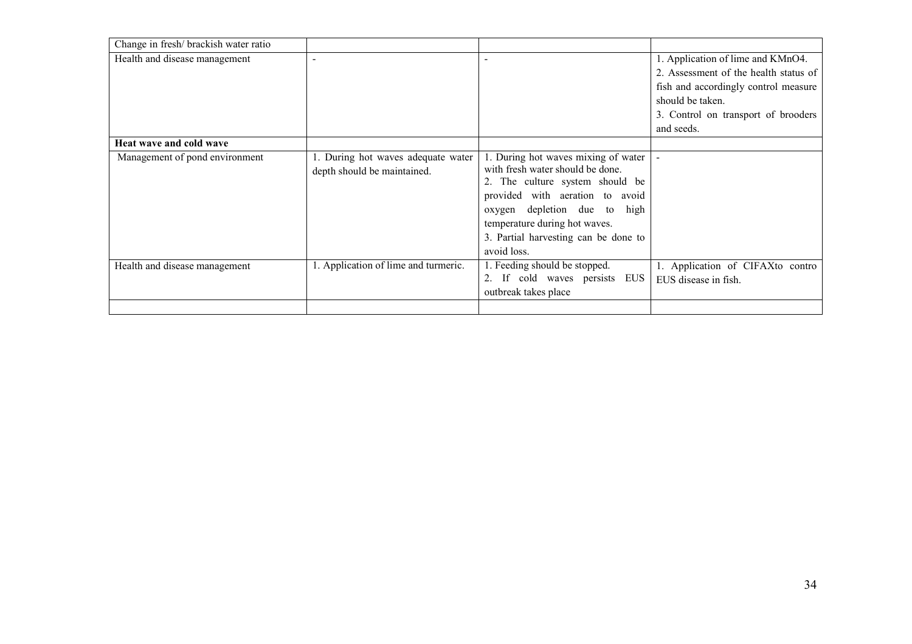| | | | |
|---|---|---|---|
| Change in fresh/ brackish water ratio | | | |
| Health and disease management | - | - | 1. Application of lime and $KMnO_4$.<br>2. Assessment of the health status of fish and accordingly control measure should be taken.<br>3. Control on transport of brooders and seeds. |
| **Heat wave and cold wave** | | | |
| Management of pond environment | 1. During hot waves adequate water depth should be maintained. | 1. During hot waves mixing of water with fresh water should be done.<br>2. The culture system should be provided with aeration to avoid oxygen depletion due to high temperature during hot waves.<br>3. Partial harvesting can be done to avoid loss. | - |
| Health and disease management | 1. Application of lime and turmeric. | 1. Feeding should be stopped.<br>2. If cold waves persists EUS outbreak takes place | 1. Application of CIFAXto contro EUS disease in fish. |
| | | | |